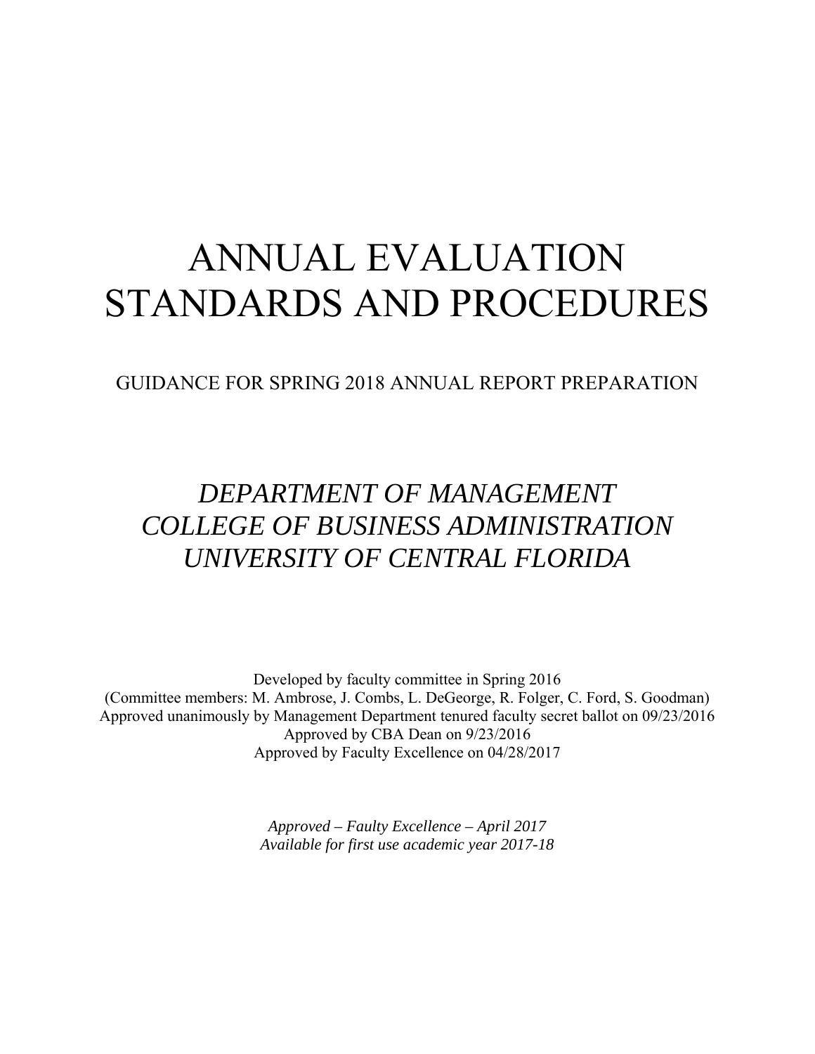# ANNUAL EVALUATION STANDARDS AND PROCEDURES

GUIDANCE FOR SPRING 2018 ANNUAL REPORT PREPARATION

## *DEPARTMENT OF MANAGEMENT*
## *COLLEGE OF BUSINESS ADMINISTRATION*
## *UNIVERSITY OF CENTRAL FLORIDA*

Developed by faculty committee in Spring 2016
(Committee members: M. Ambrose, J. Combs, L. DeGeorge, R. Folger, C. Ford, S. Goodman)
Approved unanimously by Management Department tenured faculty secret ballot on 09/23/2016
Approved by CBA Dean on 9/23/2016
Approved by Faculty Excellence on 04/28/2017

*Approved – Faulty Excellence – April 2017*
*Available for first use academic year 2017-18*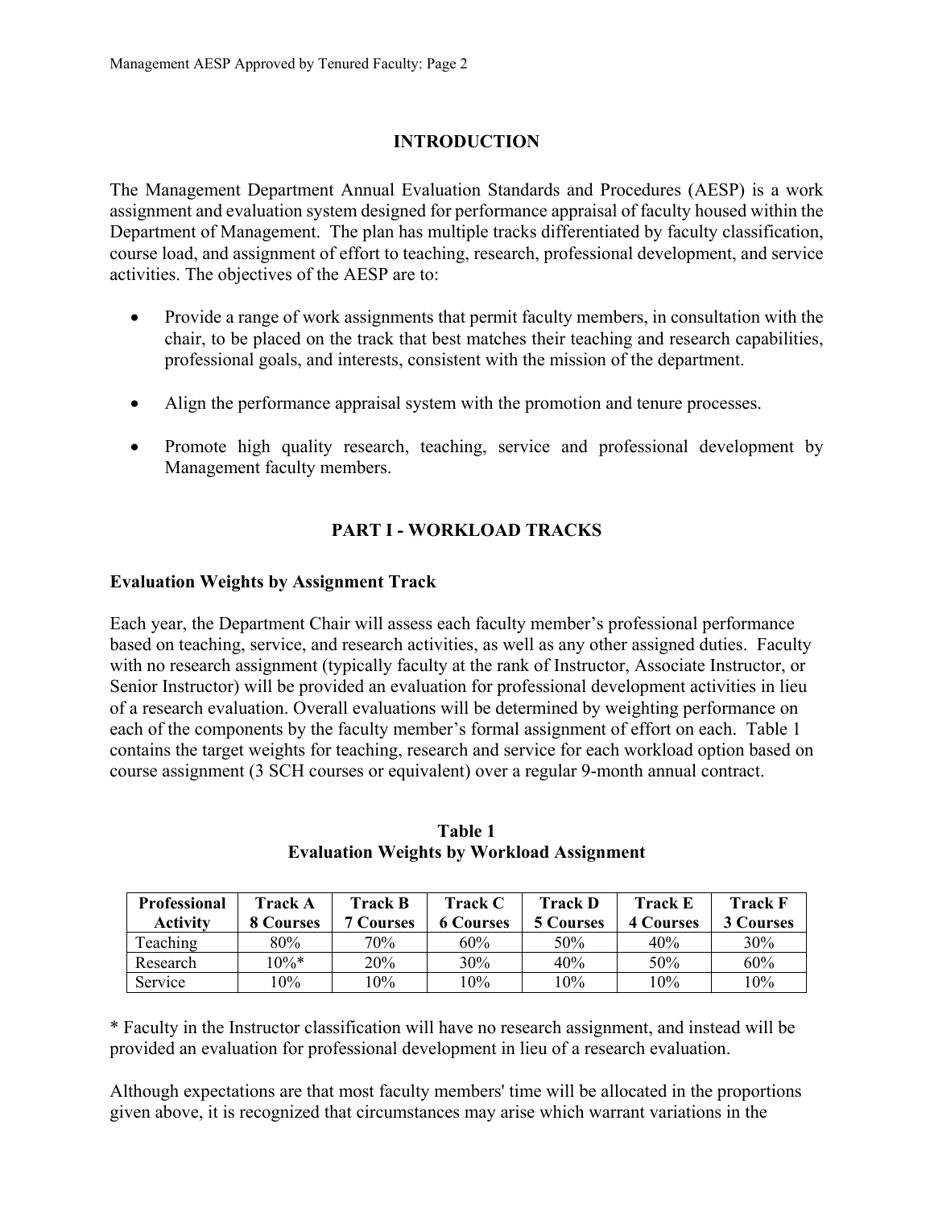## INTRODUCTION

The Management Department Annual Evaluation Standards and Procedures (AESP) is a work assignment and evaluation system designed for performance appraisal of faculty housed within the Department of Management. The plan has multiple tracks differentiated by faculty classification, course load, and assignment of effort to teaching, research, professional development, and service activities. The objectives of the AESP are to:

- Provide a range of work assignments that permit faculty members, in consultation with the chair, to be placed on the track that best matches their teaching and research capabilities, professional goals, and interests, consistent with the mission of the department.
- Align the performance appraisal system with the promotion and tenure processes.
- Promote high quality research, teaching, service and professional development by Management faculty members.

## PART I - WORKLOAD TRACKS

### Evaluation Weights by Assignment Track

Each year, the Department Chair will assess each faculty member's professional performance based on teaching, service, and research activities, as well as any other assigned duties. Faculty with no research assignment (typically faculty at the rank of Instructor, Associate Instructor, or Senior Instructor) will be provided an evaluation for professional development activities in lieu of a research evaluation. Overall evaluations will be determined by weighting performance on each of the components by the faculty member's formal assignment of effort on each. Table 1 contains the target weights for teaching, research and service for each workload option based on course assignment (3 SCH courses or equivalent) over a regular 9-month annual contract.

**Table 1**
**Evaluation Weights by Workload Assignment**

| Professional Activity | Track A 8 Courses | Track B 7 Courses | Track C 6 Courses | Track D 5 Courses | Track E 4 Courses | Track F 3 Courses |
|---|---|---|---|---|---|---|
| Teaching | 80% | 70% | 60% | 50% | 40% | 30% |
| Research | 10%* | 20% | 30% | 40% | 50% | 60% |
| Service | 10% | 10% | 10% | 10% | 10% | 10% |

\* Faculty in the Instructor classification will have no research assignment, and instead will be provided an evaluation for professional development in lieu of a research evaluation.

Although expectations are that most faculty members' time will be allocated in the proportions given above, it is recognized that circumstances may arise which warrant variations in the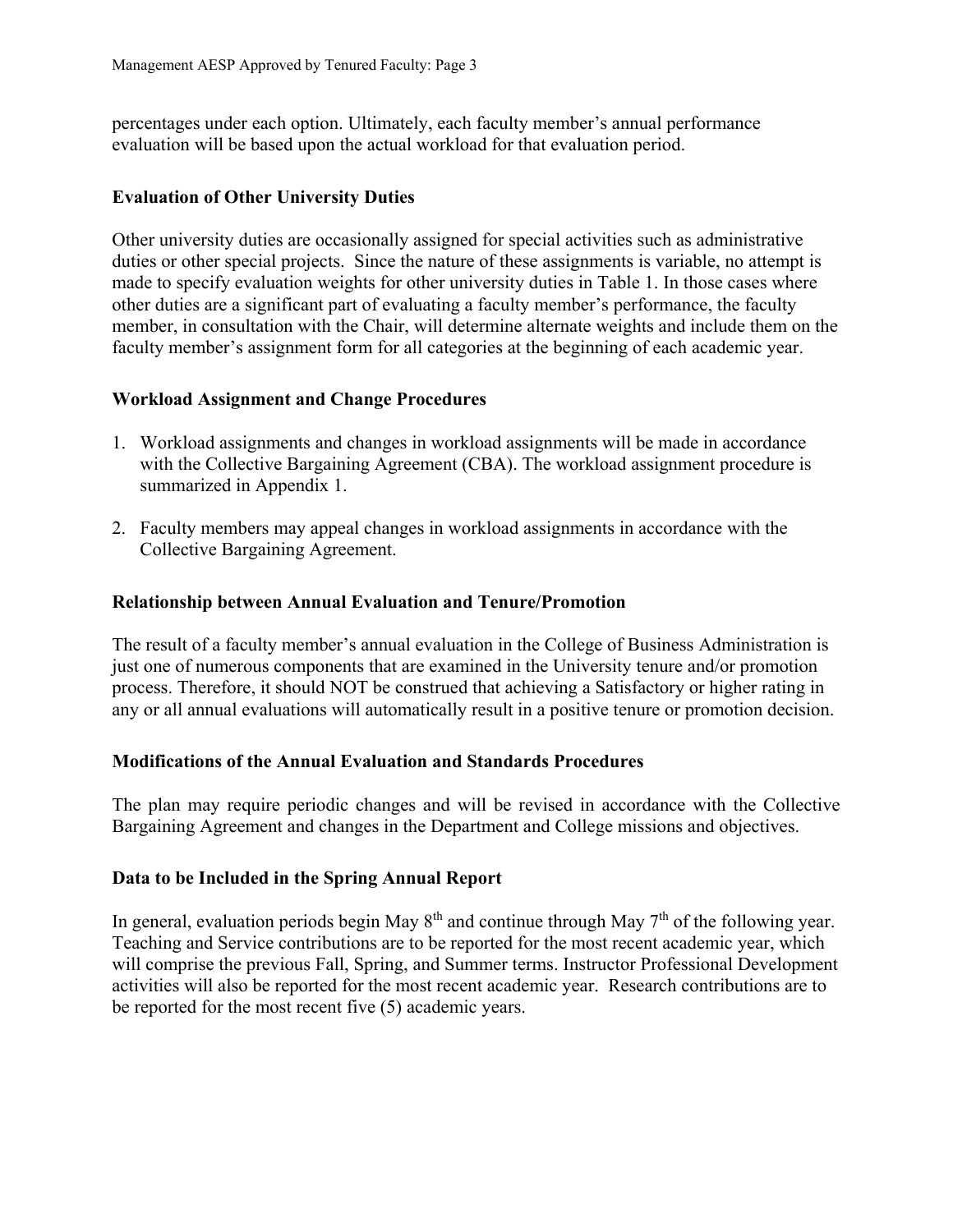percentages under each option. Ultimately, each faculty member's annual performance evaluation will be based upon the actual workload for that evaluation period.

**Evaluation of Other University Duties**

Other university duties are occasionally assigned for special activities such as administrative duties or other special projects. Since the nature of these assignments is variable, no attempt is made to specify evaluation weights for other university duties in Table 1. In those cases where other duties are a significant part of evaluating a faculty member's performance, the faculty member, in consultation with the Chair, will determine alternate weights and include them on the faculty member's assignment form for all categories at the beginning of each academic year.

**Workload Assignment and Change Procedures**

1. Workload assignments and changes in workload assignments will be made in accordance with the Collective Bargaining Agreement (CBA). The workload assignment procedure is summarized in Appendix 1.

2. Faculty members may appeal changes in workload assignments in accordance with the Collective Bargaining Agreement.

**Relationship between Annual Evaluation and Tenure/Promotion**

The result of a faculty member's annual evaluation in the College of Business Administration is just one of numerous components that are examined in the University tenure and/or promotion process. Therefore, it should NOT be construed that achieving a Satisfactory or higher rating in any or all annual evaluations will automatically result in a positive tenure or promotion decision.

**Modifications of the Annual Evaluation and Standards Procedures**

The plan may require periodic changes and will be revised in accordance with the Collective Bargaining Agreement and changes in the Department and College missions and objectives.

**Data to be Included in the Spring Annual Report**

In general, evaluation periods begin May 8th and continue through May 7th of the following year. Teaching and Service contributions are to be reported for the most recent academic year, which will comprise the previous Fall, Spring, and Summer terms. Instructor Professional Development activities will also be reported for the most recent academic year. Research contributions are to be reported for the most recent five (5) academic years.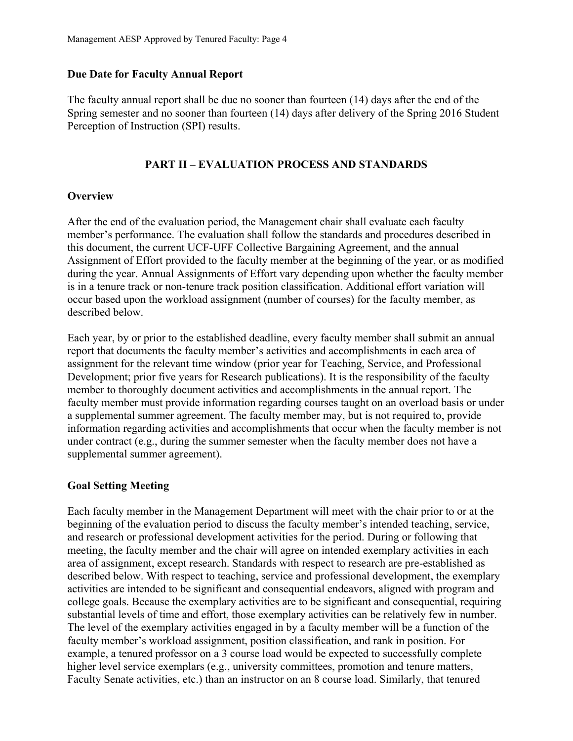### Due Date for Faculty Annual Report

The faculty annual report shall be due no sooner than fourteen (14) days after the end of the Spring semester and no sooner than fourteen (14) days after delivery of the Spring 2016 Student Perception of Instruction (SPI) results.

## PART II – EVALUATION PROCESS AND STANDARDS

### Overview

After the end of the evaluation period, the Management chair shall evaluate each faculty member's performance. The evaluation shall follow the standards and procedures described in this document, the current UCF-UFF Collective Bargaining Agreement, and the annual Assignment of Effort provided to the faculty member at the beginning of the year, or as modified during the year. Annual Assignments of Effort vary depending upon whether the faculty member is in a tenure track or non-tenure track position classification. Additional effort variation will occur based upon the workload assignment (number of courses) for the faculty member, as described below.

Each year, by or prior to the established deadline, every faculty member shall submit an annual report that documents the faculty member's activities and accomplishments in each area of assignment for the relevant time window (prior year for Teaching, Service, and Professional Development; prior five years for Research publications). It is the responsibility of the faculty member to thoroughly document activities and accomplishments in the annual report. The faculty member must provide information regarding courses taught on an overload basis or under a supplemental summer agreement. The faculty member may, but is not required to, provide information regarding activities and accomplishments that occur when the faculty member is not under contract (e.g., during the summer semester when the faculty member does not have a supplemental summer agreement).

### Goal Setting Meeting

Each faculty member in the Management Department will meet with the chair prior to or at the beginning of the evaluation period to discuss the faculty member's intended teaching, service, and research or professional development activities for the period. During or following that meeting, the faculty member and the chair will agree on intended exemplary activities in each area of assignment, except research. Standards with respect to research are pre-established as described below. With respect to teaching, service and professional development, the exemplary activities are intended to be significant and consequential endeavors, aligned with program and college goals. Because the exemplary activities are to be significant and consequential, requiring substantial levels of time and effort, those exemplary activities can be relatively few in number. The level of the exemplary activities engaged in by a faculty member will be a function of the faculty member's workload assignment, position classification, and rank in position. For example, a tenured professor on a 3 course load would be expected to successfully complete higher level service exemplars (e.g., university committees, promotion and tenure matters, Faculty Senate activities, etc.) than an instructor on an 8 course load. Similarly, that tenured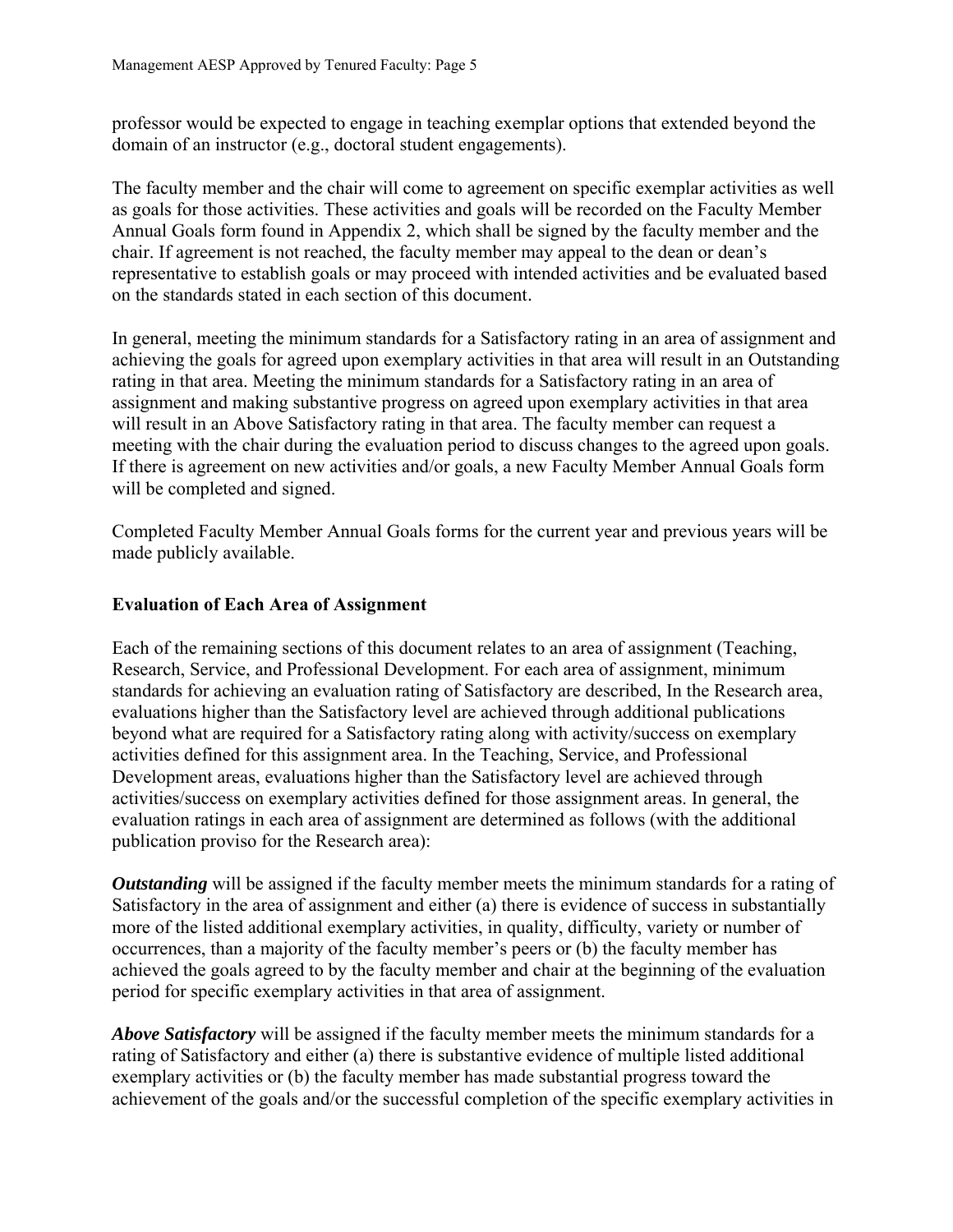professor would be expected to engage in teaching exemplar options that extended beyond the domain of an instructor (e.g., doctoral student engagements).

The faculty member and the chair will come to agreement on specific exemplar activities as well as goals for those activities. These activities and goals will be recorded on the Faculty Member Annual Goals form found in Appendix 2, which shall be signed by the faculty member and the chair. If agreement is not reached, the faculty member may appeal to the dean or dean's representative to establish goals or may proceed with intended activities and be evaluated based on the standards stated in each section of this document.

In general, meeting the minimum standards for a Satisfactory rating in an area of assignment and achieving the goals for agreed upon exemplary activities in that area will result in an Outstanding rating in that area. Meeting the minimum standards for a Satisfactory rating in an area of assignment and making substantive progress on agreed upon exemplary activities in that area will result in an Above Satisfactory rating in that area. The faculty member can request a meeting with the chair during the evaluation period to discuss changes to the agreed upon goals. If there is agreement on new activities and/or goals, a new Faculty Member Annual Goals form will be completed and signed.

Completed Faculty Member Annual Goals forms for the current year and previous years will be made publicly available.

**Evaluation of Each Area of Assignment**

Each of the remaining sections of this document relates to an area of assignment (Teaching, Research, Service, and Professional Development. For each area of assignment, minimum standards for achieving an evaluation rating of Satisfactory are described, In the Research area, evaluations higher than the Satisfactory level are achieved through additional publications beyond what are required for a Satisfactory rating along with activity/success on exemplary activities defined for this assignment area. In the Teaching, Service, and Professional Development areas, evaluations higher than the Satisfactory level are achieved through activities/success on exemplary activities defined for those assignment areas. In general, the evaluation ratings in each area of assignment are determined as follows (with the additional publication proviso for the Research area):

***Outstanding*** will be assigned if the faculty member meets the minimum standards for a rating of Satisfactory in the area of assignment and either (a) there is evidence of success in substantially more of the listed additional exemplary activities, in quality, difficulty, variety or number of occurrences, than a majority of the faculty member's peers or (b) the faculty member has achieved the goals agreed to by the faculty member and chair at the beginning of the evaluation period for specific exemplary activities in that area of assignment.

***Above Satisfactory*** will be assigned if the faculty member meets the minimum standards for a rating of Satisfactory and either (a) there is substantive evidence of multiple listed additional exemplary activities or (b) the faculty member has made substantial progress toward the achievement of the goals and/or the successful completion of the specific exemplary activities in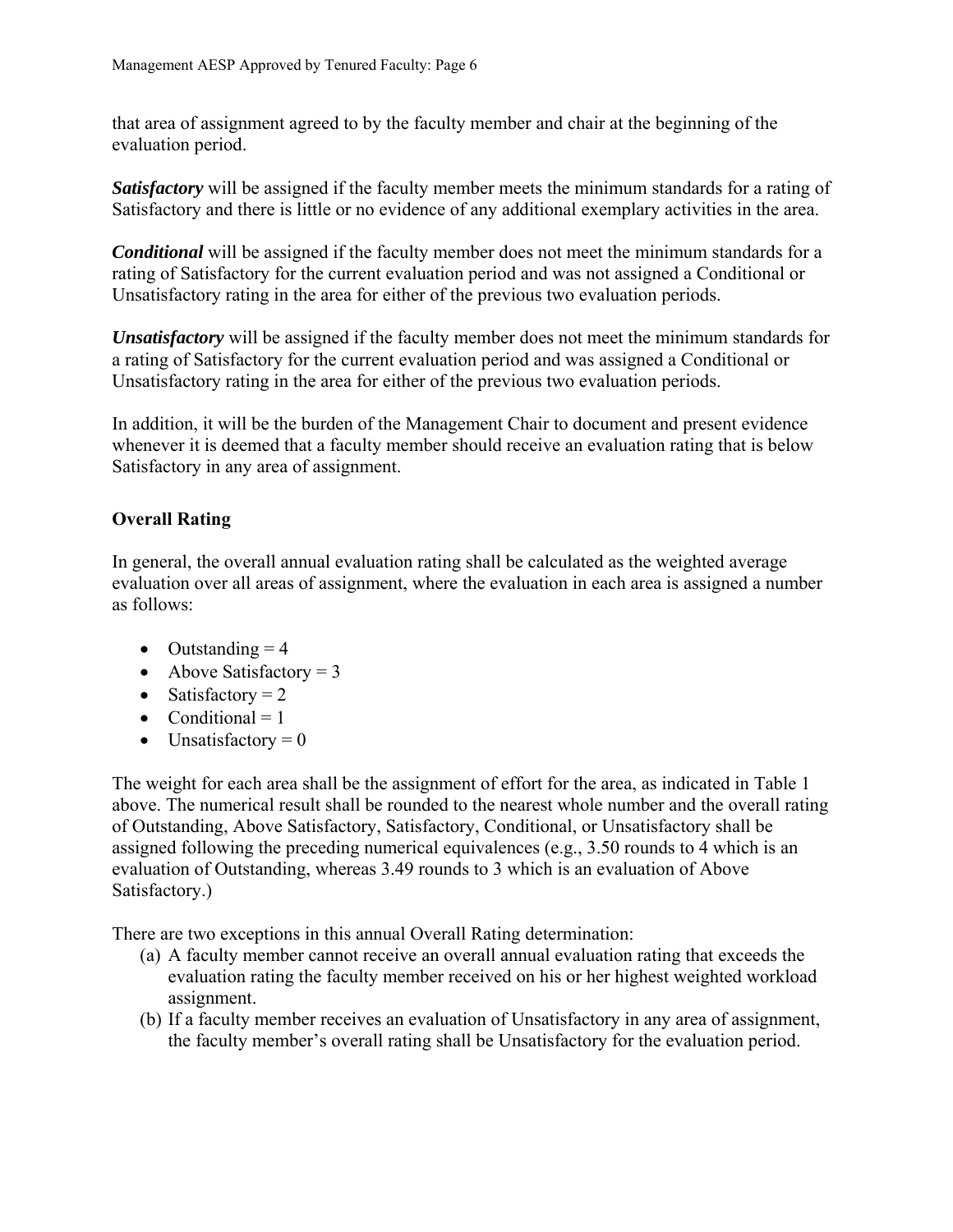that area of assignment agreed to by the faculty member and chair at the beginning of the evaluation period.

***Satisfactory*** will be assigned if the faculty member meets the minimum standards for a rating of Satisfactory and there is little or no evidence of any additional exemplary activities in the area.

***Conditional*** will be assigned if the faculty member does not meet the minimum standards for a rating of Satisfactory for the current evaluation period and was not assigned a Conditional or Unsatisfactory rating in the area for either of the previous two evaluation periods.

***Unsatisfactory*** will be assigned if the faculty member does not meet the minimum standards for a rating of Satisfactory for the current evaluation period and was assigned a Conditional or Unsatisfactory rating in the area for either of the previous two evaluation periods.

In addition, it will be the burden of the Management Chair to document and present evidence whenever it is deemed that a faculty member should receive an evaluation rating that is below Satisfactory in any area of assignment.

**Overall Rating**

In general, the overall annual evaluation rating shall be calculated as the weighted average evaluation over all areas of assignment, where the evaluation in each area is assigned a number as follows:

- Outstanding = 4
- Above Satisfactory = 3
- Satisfactory = 2
- Conditional = 1
- Unsatisfactory = 0

The weight for each area shall be the assignment of effort for the area, as indicated in Table 1 above. The numerical result shall be rounded to the nearest whole number and the overall rating of Outstanding, Above Satisfactory, Satisfactory, Conditional, or Unsatisfactory shall be assigned following the preceding numerical equivalences (e.g., 3.50 rounds to 4 which is an evaluation of Outstanding, whereas 3.49 rounds to 3 which is an evaluation of Above Satisfactory.)

There are two exceptions in this annual Overall Rating determination:

(a) A faculty member cannot receive an overall annual evaluation rating that exceeds the evaluation rating the faculty member received on his or her highest weighted workload assignment.
(b) If a faculty member receives an evaluation of Unsatisfactory in any area of assignment, the faculty member's overall rating shall be Unsatisfactory for the evaluation period.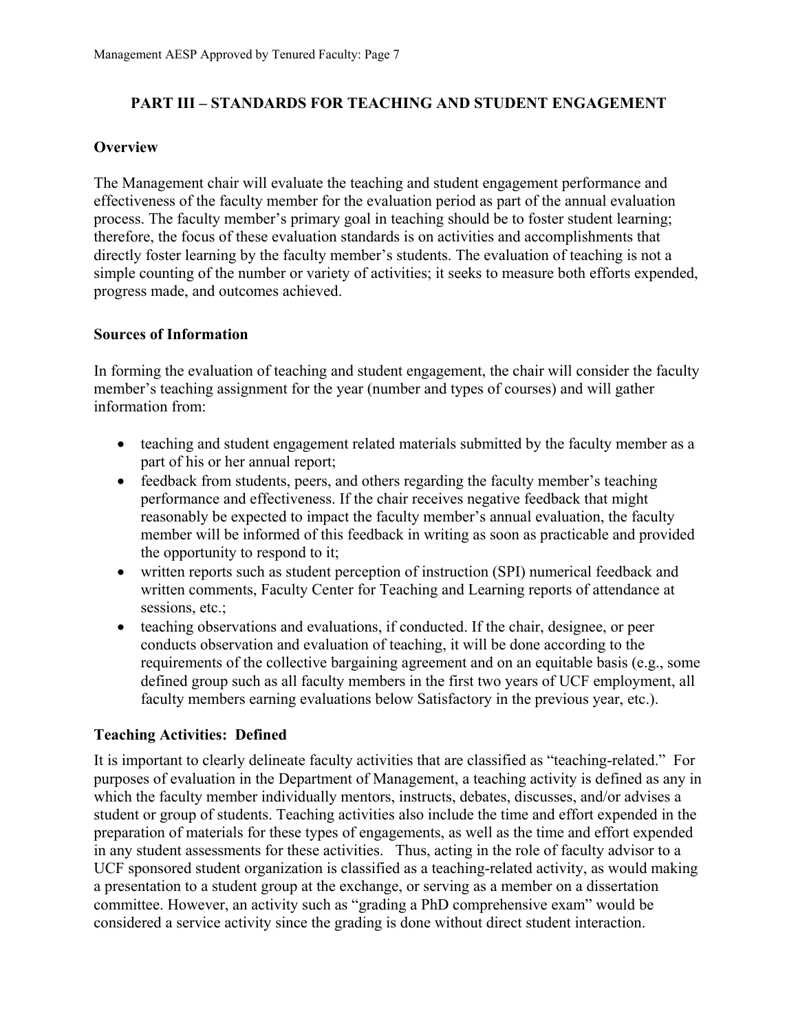## PART III – STANDARDS FOR TEACHING AND STUDENT ENGAGEMENT

### Overview

The Management chair will evaluate the teaching and student engagement performance and effectiveness of the faculty member for the evaluation period as part of the annual evaluation process. The faculty member's primary goal in teaching should be to foster student learning; therefore, the focus of these evaluation standards is on activities and accomplishments that directly foster learning by the faculty member's students. The evaluation of teaching is not a simple counting of the number or variety of activities; it seeks to measure both efforts expended, progress made, and outcomes achieved.

### Sources of Information

In forming the evaluation of teaching and student engagement, the chair will consider the faculty member's teaching assignment for the year (number and types of courses) and will gather information from:

- teaching and student engagement related materials submitted by the faculty member as a part of his or her annual report;
- feedback from students, peers, and others regarding the faculty member's teaching performance and effectiveness. If the chair receives negative feedback that might reasonably be expected to impact the faculty member's annual evaluation, the faculty member will be informed of this feedback in writing as soon as practicable and provided the opportunity to respond to it;
- written reports such as student perception of instruction (SPI) numerical feedback and written comments, Faculty Center for Teaching and Learning reports of attendance at sessions, etc.;
- teaching observations and evaluations, if conducted. If the chair, designee, or peer conducts observation and evaluation of teaching, it will be done according to the requirements of the collective bargaining agreement and on an equitable basis (e.g., some defined group such as all faculty members in the first two years of UCF employment, all faculty members earning evaluations below Satisfactory in the previous year, etc.).

### Teaching Activities: Defined

It is important to clearly delineate faculty activities that are classified as "teaching-related." For purposes of evaluation in the Department of Management, a teaching activity is defined as any in which the faculty member individually mentors, instructs, debates, discusses, and/or advises a student or group of students. Teaching activities also include the time and effort expended in the preparation of materials for these types of engagements, as well as the time and effort expended in any student assessments for these activities. Thus, acting in the role of faculty advisor to a UCF sponsored student organization is classified as a teaching-related activity, as would making a presentation to a student group at the exchange, or serving as a member on a dissertation committee. However, an activity such as "grading a PhD comprehensive exam" would be considered a service activity since the grading is done without direct student interaction.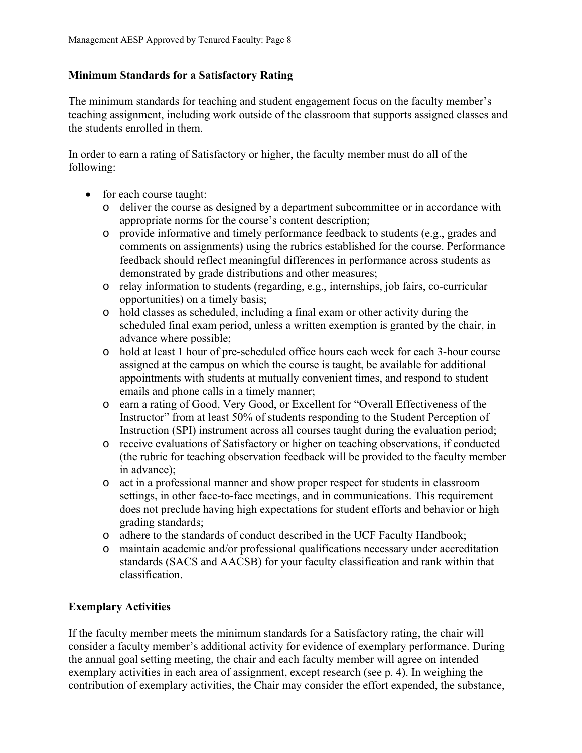## Minimum Standards for a Satisfactory Rating

The minimum standards for teaching and student engagement focus on the faculty member's teaching assignment, including work outside of the classroom that supports assigned classes and the students enrolled in them.

In order to earn a rating of Satisfactory or higher, the faculty member must do all of the following:

- for each course taught:
  - deliver the course as designed by a department subcommittee or in accordance with appropriate norms for the course's content description;
  - provide informative and timely performance feedback to students (e.g., grades and comments on assignments) using the rubrics established for the course. Performance feedback should reflect meaningful differences in performance across students as demonstrated by grade distributions and other measures;
  - relay information to students (regarding, e.g., internships, job fairs, co-curricular opportunities) on a timely basis;
  - hold classes as scheduled, including a final exam or other activity during the scheduled final exam period, unless a written exemption is granted by the chair, in advance where possible;
  - hold at least 1 hour of pre-scheduled office hours each week for each 3-hour course assigned at the campus on which the course is taught, be available for additional appointments with students at mutually convenient times, and respond to student emails and phone calls in a timely manner;
  - earn a rating of Good, Very Good, or Excellent for "Overall Effectiveness of the Instructor" from at least 50% of students responding to the Student Perception of Instruction (SPI) instrument across all courses taught during the evaluation period;
  - receive evaluations of Satisfactory or higher on teaching observations, if conducted (the rubric for teaching observation feedback will be provided to the faculty member in advance);
  - act in a professional manner and show proper respect for students in classroom settings, in other face-to-face meetings, and in communications. This requirement does not preclude having high expectations for student efforts and behavior or high grading standards;
  - adhere to the standards of conduct described in the UCF Faculty Handbook;
  - maintain academic and/or professional qualifications necessary under accreditation standards (SACS and AACSB) for your faculty classification and rank within that classification.

## Exemplary Activities

If the faculty member meets the minimum standards for a Satisfactory rating, the chair will consider a faculty member's additional activity for evidence of exemplary performance. During the annual goal setting meeting, the chair and each faculty member will agree on intended exemplary activities in each area of assignment, except research (see p. 4). In weighing the contribution of exemplary activities, the Chair may consider the effort expended, the substance,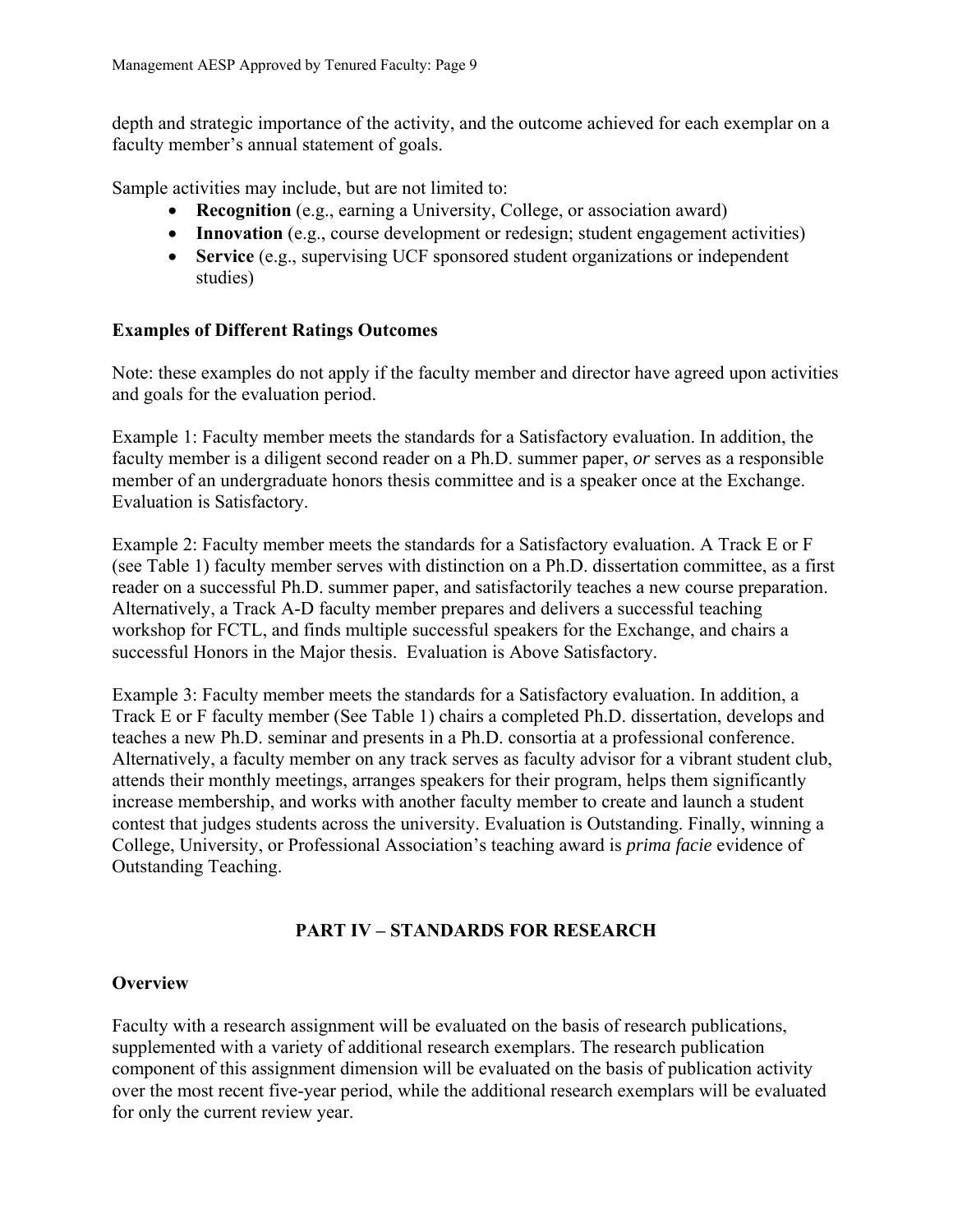depth and strategic importance of the activity, and the outcome achieved for each exemplar on a faculty member's annual statement of goals.

Sample activities may include, but are not limited to:

- **Recognition** (e.g., earning a University, College, or association award)
- **Innovation** (e.g., course development or redesign; student engagement activities)
- **Service** (e.g., supervising UCF sponsored student organizations or independent studies)

### Examples of Different Ratings Outcomes

Note: these examples do not apply if the faculty member and director have agreed upon activities and goals for the evaluation period.

Example 1: Faculty member meets the standards for a Satisfactory evaluation. In addition, the faculty member is a diligent second reader on a Ph.D. summer paper, *or* serves as a responsible member of an undergraduate honors thesis committee and is a speaker once at the Exchange. Evaluation is Satisfactory.

Example 2: Faculty member meets the standards for a Satisfactory evaluation. A Track E or F (see Table 1) faculty member serves with distinction on a Ph.D. dissertation committee, as a first reader on a successful Ph.D. summer paper, and satisfactorily teaches a new course preparation. Alternatively, a Track A-D faculty member prepares and delivers a successful teaching workshop for FCTL, and finds multiple successful speakers for the Exchange, and chairs a successful Honors in the Major thesis. Evaluation is Above Satisfactory.

Example 3: Faculty member meets the standards for a Satisfactory evaluation. In addition, a Track E or F faculty member (See Table 1) chairs a completed Ph.D. dissertation, develops and teaches a new Ph.D. seminar and presents in a Ph.D. consortia at a professional conference. Alternatively, a faculty member on any track serves as faculty advisor for a vibrant student club, attends their monthly meetings, arranges speakers for their program, helps them significantly increase membership, and works with another faculty member to create and launch a student contest that judges students across the university. Evaluation is Outstanding. Finally, winning a College, University, or Professional Association's teaching award is *prima facie* evidence of Outstanding Teaching.

## PART IV – STANDARDS FOR RESEARCH

### Overview

Faculty with a research assignment will be evaluated on the basis of research publications, supplemented with a variety of additional research exemplars. The research publication component of this assignment dimension will be evaluated on the basis of publication activity over the most recent five-year period, while the additional research exemplars will be evaluated for only the current review year.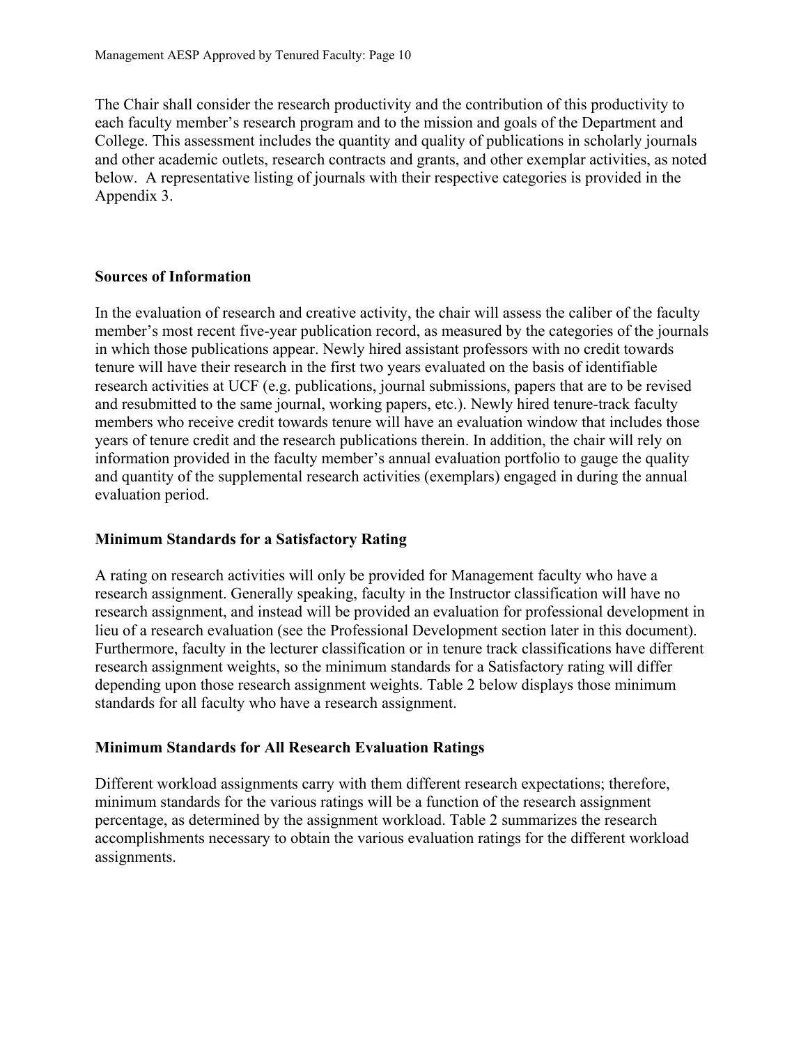The Chair shall consider the research productivity and the contribution of this productivity to each faculty member's research program and to the mission and goals of the Department and College. This assessment includes the quantity and quality of publications in scholarly journals and other academic outlets, research contracts and grants, and other exemplar activities, as noted below. A representative listing of journals with their respective categories is provided in the Appendix 3.

**Sources of Information**

In the evaluation of research and creative activity, the chair will assess the caliber of the faculty member's most recent five-year publication record, as measured by the categories of the journals in which those publications appear. Newly hired assistant professors with no credit towards tenure will have their research in the first two years evaluated on the basis of identifiable research activities at UCF (e.g. publications, journal submissions, papers that are to be revised and resubmitted to the same journal, working papers, etc.). Newly hired tenure-track faculty members who receive credit towards tenure will have an evaluation window that includes those years of tenure credit and the research publications therein. In addition, the chair will rely on information provided in the faculty member's annual evaluation portfolio to gauge the quality and quantity of the supplemental research activities (exemplars) engaged in during the annual evaluation period.

**Minimum Standards for a Satisfactory Rating**

A rating on research activities will only be provided for Management faculty who have a research assignment. Generally speaking, faculty in the Instructor classification will have no research assignment, and instead will be provided an evaluation for professional development in lieu of a research evaluation (see the Professional Development section later in this document). Furthermore, faculty in the lecturer classification or in tenure track classifications have different research assignment weights, so the minimum standards for a Satisfactory rating will differ depending upon those research assignment weights. Table 2 below displays those minimum standards for all faculty who have a research assignment.

**Minimum Standards for All Research Evaluation Ratings**

Different workload assignments carry with them different research expectations; therefore, minimum standards for the various ratings will be a function of the research assignment percentage, as determined by the assignment workload. Table 2 summarizes the research accomplishments necessary to obtain the various evaluation ratings for the different workload assignments.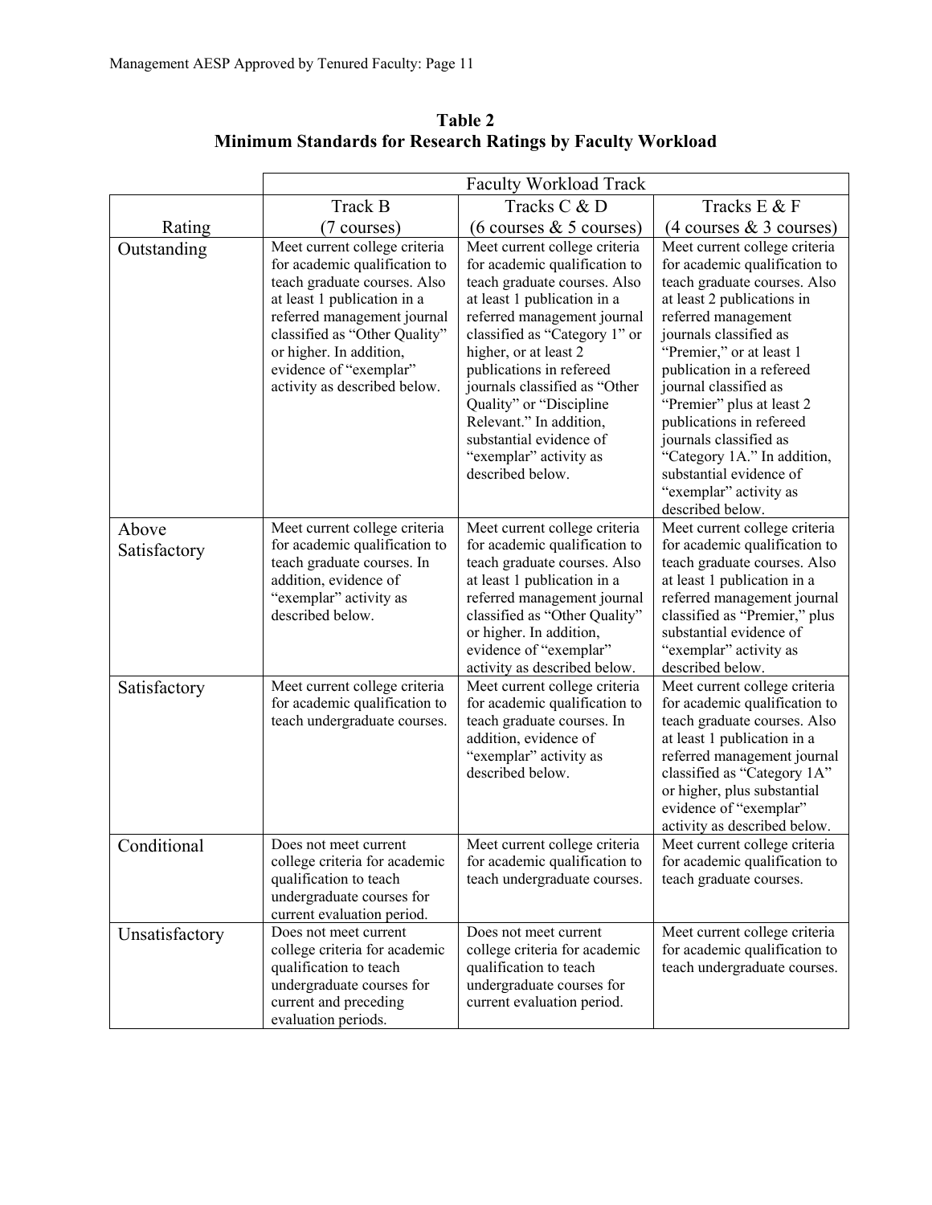**Table 2**
**Minimum Standards for Research Ratings by Faculty Workload**

| | Faculty Workload Track | | |
|---|---|---|---|
| Rating | Track B (7 courses) | Tracks C & D (6 courses & 5 courses) | Tracks E & F (4 courses & 3 courses) |
| Outstanding | Meet current college criteria for academic qualification to teach graduate courses. Also at least 1 publication in a referred management journal classified as "Other Quality" or higher. In addition, evidence of "exemplar" activity as described below. | Meet current college criteria for academic qualification to teach graduate courses. Also at least 1 publication in a referred management journal classified as "Category 1" or higher, or at least 2 publications in refereed journals classified as "Other Quality" or "Discipline Relevant." In addition, substantial evidence of "exemplar" activity as described below. | Meet current college criteria for academic qualification to teach graduate courses. Also at least 2 publications in referred management journals classified as "Premier," or at least 1 publication in a refereed journal classified as "Premier" plus at least 2 publications in refereed journals classified as "Category 1A." In addition, substantial evidence of "exemplar" activity as described below. |
| Above Satisfactory | Meet current college criteria for academic qualification to teach graduate courses. In addition, evidence of "exemplar" activity as described below. | Meet current college criteria for academic qualification to teach graduate courses. Also at least 1 publication in a referred management journal classified as "Other Quality" or higher. In addition, evidence of "exemplar" activity as described below. | Meet current college criteria for academic qualification to teach graduate courses. Also at least 1 publication in a referred management journal classified as "Premier," plus substantial evidence of "exemplar" activity as described below. |
| Satisfactory | Meet current college criteria for academic qualification to teach undergraduate courses. | Meet current college criteria for academic qualification to teach graduate courses. In addition, evidence of "exemplar" activity as described below. | Meet current college criteria for academic qualification to teach graduate courses. Also at least 1 publication in a referred management journal classified as "Category 1A" or higher, plus substantial evidence of "exemplar" activity as described below. |
| Conditional | Does not meet current college criteria for academic qualification to teach undergraduate courses for current evaluation period. | Meet current college criteria for academic qualification to teach undergraduate courses. | Meet current college criteria for academic qualification to teach graduate courses. |
| Unsatisfactory | Does not meet current college criteria for academic qualification to teach undergraduate courses for current and preceding evaluation periods. | Does not meet current college criteria for academic qualification to teach undergraduate courses for current evaluation period. | Meet current college criteria for academic qualification to teach undergraduate courses. |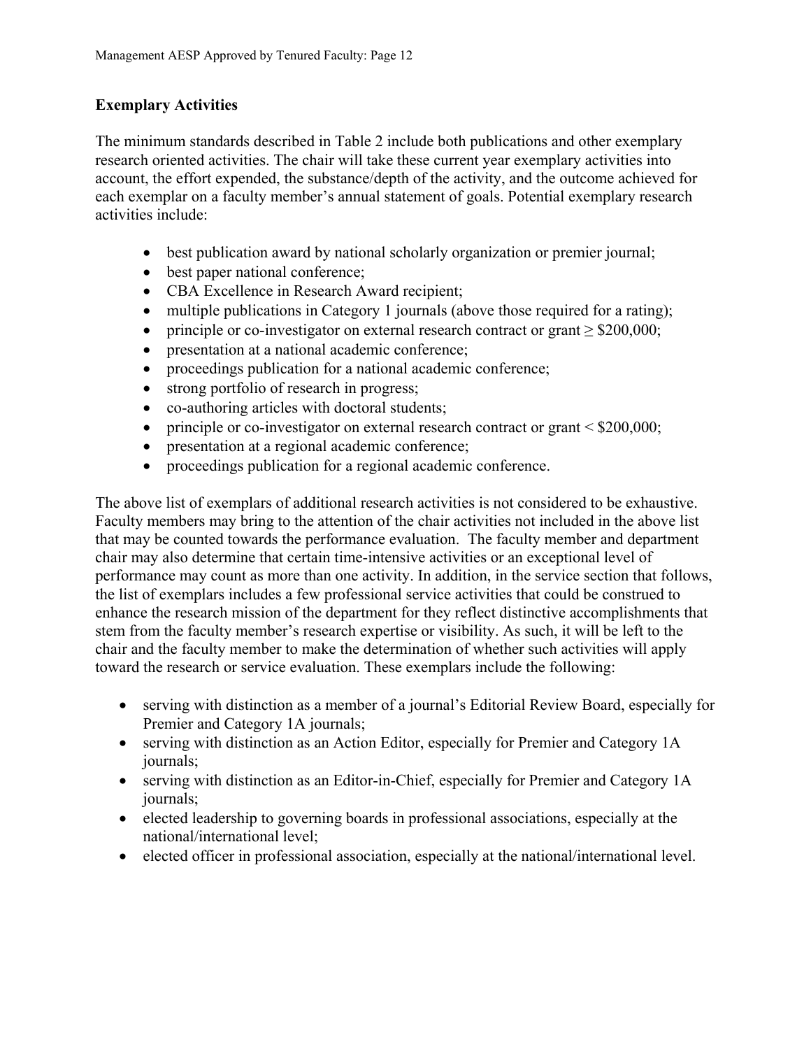### Exemplary Activities

The minimum standards described in Table 2 include both publications and other exemplary research oriented activities. The chair will take these current year exemplary activities into account, the effort expended, the substance/depth of the activity, and the outcome achieved for each exemplar on a faculty member's annual statement of goals. Potential exemplary research activities include:

- best publication award by national scholarly organization or premier journal;
- best paper national conference;
- CBA Excellence in Research Award recipient;
- multiple publications in Category 1 journals (above those required for a rating);
- principle or co-investigator on external research contract or grant ≥ $200,000;
- presentation at a national academic conference;
- proceedings publication for a national academic conference;
- strong portfolio of research in progress;
- co-authoring articles with doctoral students;
- principle or co-investigator on external research contract or grant < $200,000;
- presentation at a regional academic conference;
- proceedings publication for a regional academic conference.

The above list of exemplars of additional research activities is not considered to be exhaustive. Faculty members may bring to the attention of the chair activities not included in the above list that may be counted towards the performance evaluation. The faculty member and department chair may also determine that certain time-intensive activities or an exceptional level of performance may count as more than one activity. In addition, in the service section that follows, the list of exemplars includes a few professional service activities that could be construed to enhance the research mission of the department for they reflect distinctive accomplishments that stem from the faculty member's research expertise or visibility. As such, it will be left to the chair and the faculty member to make the determination of whether such activities will apply toward the research or service evaluation. These exemplars include the following:

- serving with distinction as a member of a journal's Editorial Review Board, especially for Premier and Category 1A journals;
- serving with distinction as an Action Editor, especially for Premier and Category 1A journals;
- serving with distinction as an Editor-in-Chief, especially for Premier and Category 1A journals;
- elected leadership to governing boards in professional associations, especially at the national/international level;
- elected officer in professional association, especially at the national/international level.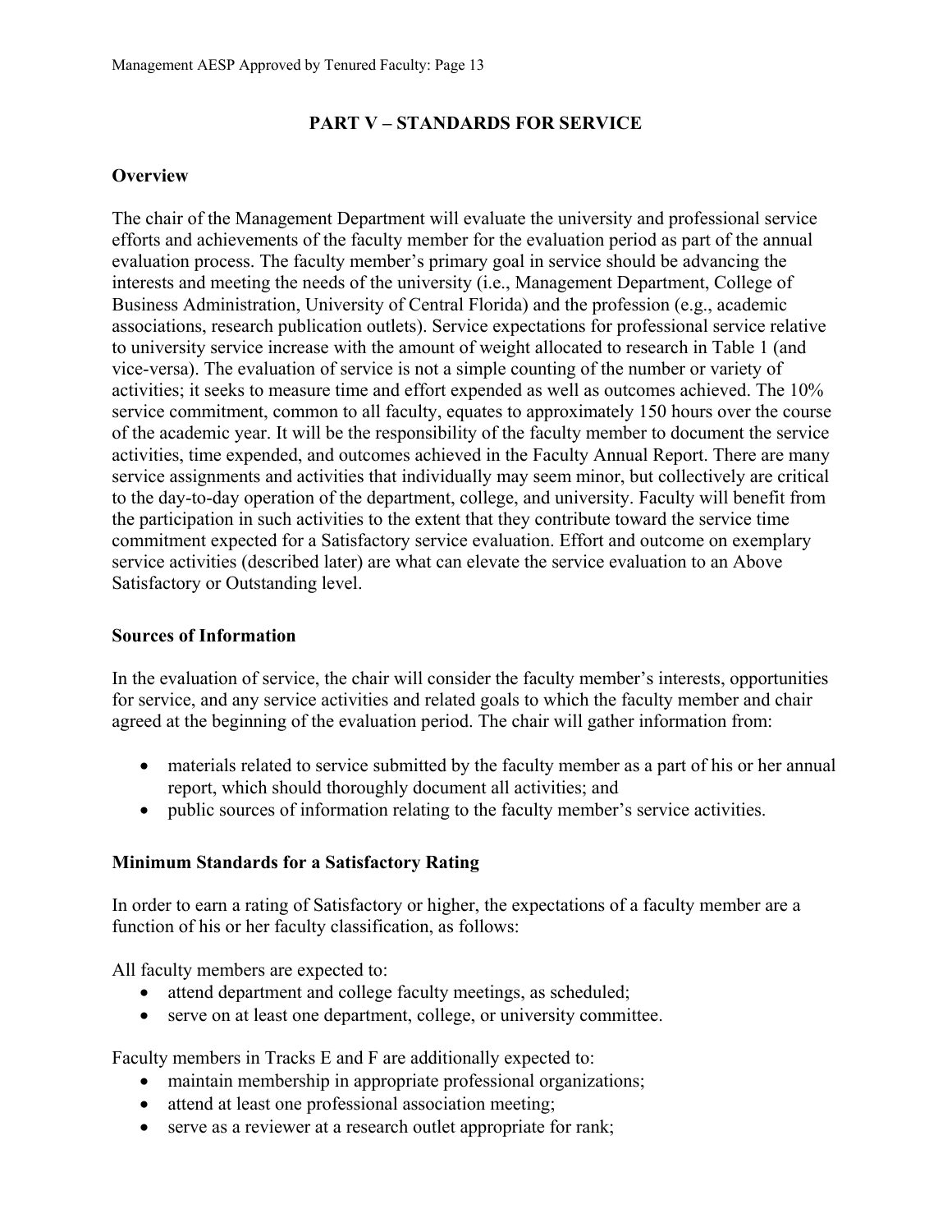## PART V – STANDARDS FOR SERVICE

### Overview

The chair of the Management Department will evaluate the university and professional service efforts and achievements of the faculty member for the evaluation period as part of the annual evaluation process. The faculty member's primary goal in service should be advancing the interests and meeting the needs of the university (i.e., Management Department, College of Business Administration, University of Central Florida) and the profession (e.g., academic associations, research publication outlets). Service expectations for professional service relative to university service increase with the amount of weight allocated to research in Table 1 (and vice-versa). The evaluation of service is not a simple counting of the number or variety of activities; it seeks to measure time and effort expended as well as outcomes achieved. The 10% service commitment, common to all faculty, equates to approximately 150 hours over the course of the academic year. It will be the responsibility of the faculty member to document the service activities, time expended, and outcomes achieved in the Faculty Annual Report. There are many service assignments and activities that individually may seem minor, but collectively are critical to the day-to-day operation of the department, college, and university. Faculty will benefit from the participation in such activities to the extent that they contribute toward the service time commitment expected for a Satisfactory service evaluation. Effort and outcome on exemplary service activities (described later) are what can elevate the service evaluation to an Above Satisfactory or Outstanding level.

### Sources of Information

In the evaluation of service, the chair will consider the faculty member's interests, opportunities for service, and any service activities and related goals to which the faculty member and chair agreed at the beginning of the evaluation period. The chair will gather information from:

- materials related to service submitted by the faculty member as a part of his or her annual report, which should thoroughly document all activities; and
- public sources of information relating to the faculty member's service activities.

### Minimum Standards for a Satisfactory Rating

In order to earn a rating of Satisfactory or higher, the expectations of a faculty member are a function of his or her faculty classification, as follows:

All faculty members are expected to:

- attend department and college faculty meetings, as scheduled;
- serve on at least one department, college, or university committee.

Faculty members in Tracks E and F are additionally expected to:

- maintain membership in appropriate professional organizations;
- attend at least one professional association meeting;
- serve as a reviewer at a research outlet appropriate for rank;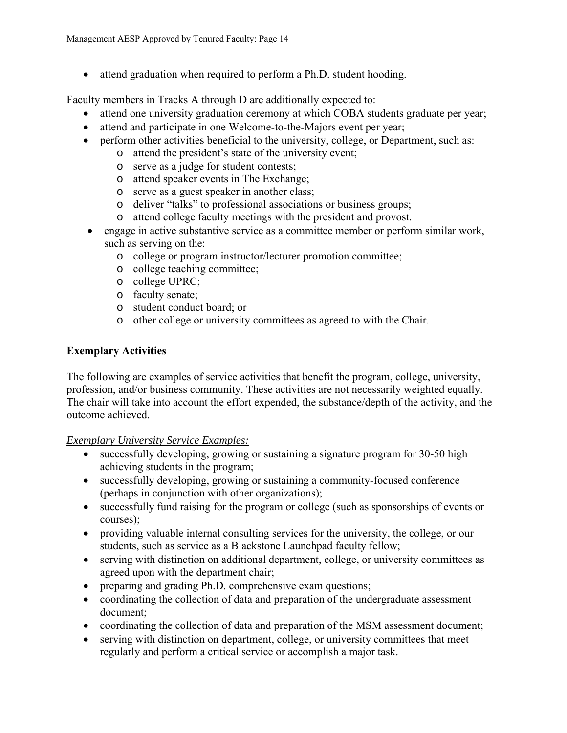- attend graduation when required to perform a Ph.D. student hooding.

Faculty members in Tracks A through D are additionally expected to:

- attend one university graduation ceremony at which COBA students graduate per year;
- attend and participate in one Welcome-to-the-Majors event per year;
- perform other activities beneficial to the university, college, or Department, such as:
    - attend the president's state of the university event;
    - serve as a judge for student contests;
    - attend speaker events in The Exchange;
    - serve as a guest speaker in another class;
    - deliver "talks" to professional associations or business groups;
    - attend college faculty meetings with the president and provost.
- engage in active substantive service as a committee member or perform similar work, such as serving on the:
    - college or program instructor/lecturer promotion committee;
    - college teaching committee;
    - college UPRC;
    - faculty senate;
    - student conduct board; or
    - other college or university committees as agreed to with the Chair.

**Exemplary Activities**

The following are examples of service activities that benefit the program, college, university, profession, and/or business community. These activities are not necessarily weighted equally. The chair will take into account the effort expended, the substance/depth of the activity, and the outcome achieved.

*Exemplary University Service Examples:*

- successfully developing, growing or sustaining a signature program for 30-50 high achieving students in the program;
- successfully developing, growing or sustaining a community-focused conference (perhaps in conjunction with other organizations);
- successfully fund raising for the program or college (such as sponsorships of events or courses);
- providing valuable internal consulting services for the university, the college, or our students, such as service as a Blackstone Launchpad faculty fellow;
- serving with distinction on additional department, college, or university committees as agreed upon with the department chair;
- preparing and grading Ph.D. comprehensive exam questions;
- coordinating the collection of data and preparation of the undergraduate assessment document;
- coordinating the collection of data and preparation of the MSM assessment document;
- serving with distinction on department, college, or university committees that meet regularly and perform a critical service or accomplish a major task.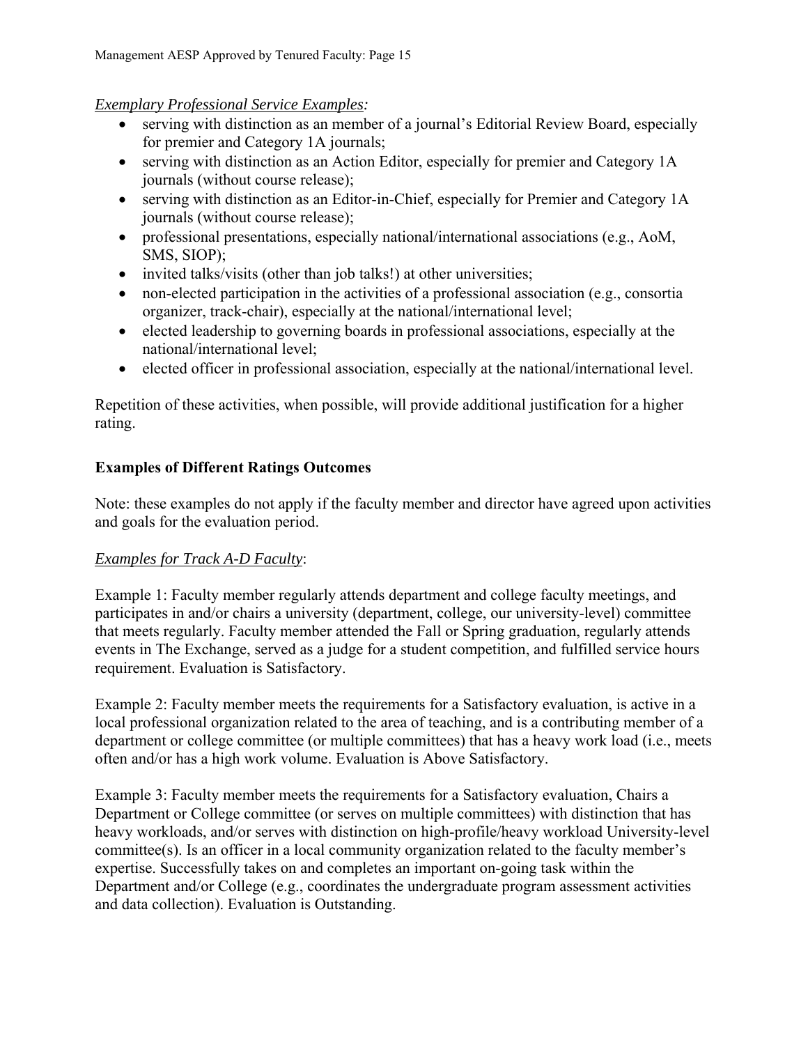*Exemplary Professional Service Examples:*

- serving with distinction as an member of a journal's Editorial Review Board, especially for premier and Category 1A journals;
- serving with distinction as an Action Editor, especially for premier and Category 1A journals (without course release);
- serving with distinction as an Editor-in-Chief, especially for Premier and Category 1A journals (without course release);
- professional presentations, especially national/international associations (e.g., AoM, SMS, SIOP);
- invited talks/visits (other than job talks!) at other universities;
- non-elected participation in the activities of a professional association (e.g., consortia organizer, track-chair), especially at the national/international level;
- elected leadership to governing boards in professional associations, especially at the national/international level;
- elected officer in professional association, especially at the national/international level.

Repetition of these activities, when possible, will provide additional justification for a higher rating.

**Examples of Different Ratings Outcomes**

Note: these examples do not apply if the faculty member and director have agreed upon activities and goals for the evaluation period.

*Examples for Track A-D Faculty*:

Example 1: Faculty member regularly attends department and college faculty meetings, and participates in and/or chairs a university (department, college, our university-level) committee that meets regularly. Faculty member attended the Fall or Spring graduation, regularly attends events in The Exchange, served as a judge for a student competition, and fulfilled service hours requirement. Evaluation is Satisfactory.

Example 2: Faculty member meets the requirements for a Satisfactory evaluation, is active in a local professional organization related to the area of teaching, and is a contributing member of a department or college committee (or multiple committees) that has a heavy work load (i.e., meets often and/or has a high work volume. Evaluation is Above Satisfactory.

Example 3: Faculty member meets the requirements for a Satisfactory evaluation, Chairs a Department or College committee (or serves on multiple committees) with distinction that has heavy workloads, and/or serves with distinction on high-profile/heavy workload University-level committee(s). Is an officer in a local community organization related to the faculty member's expertise. Successfully takes on and completes an important on-going task within the Department and/or College (e.g., coordinates the undergraduate program assessment activities and data collection). Evaluation is Outstanding.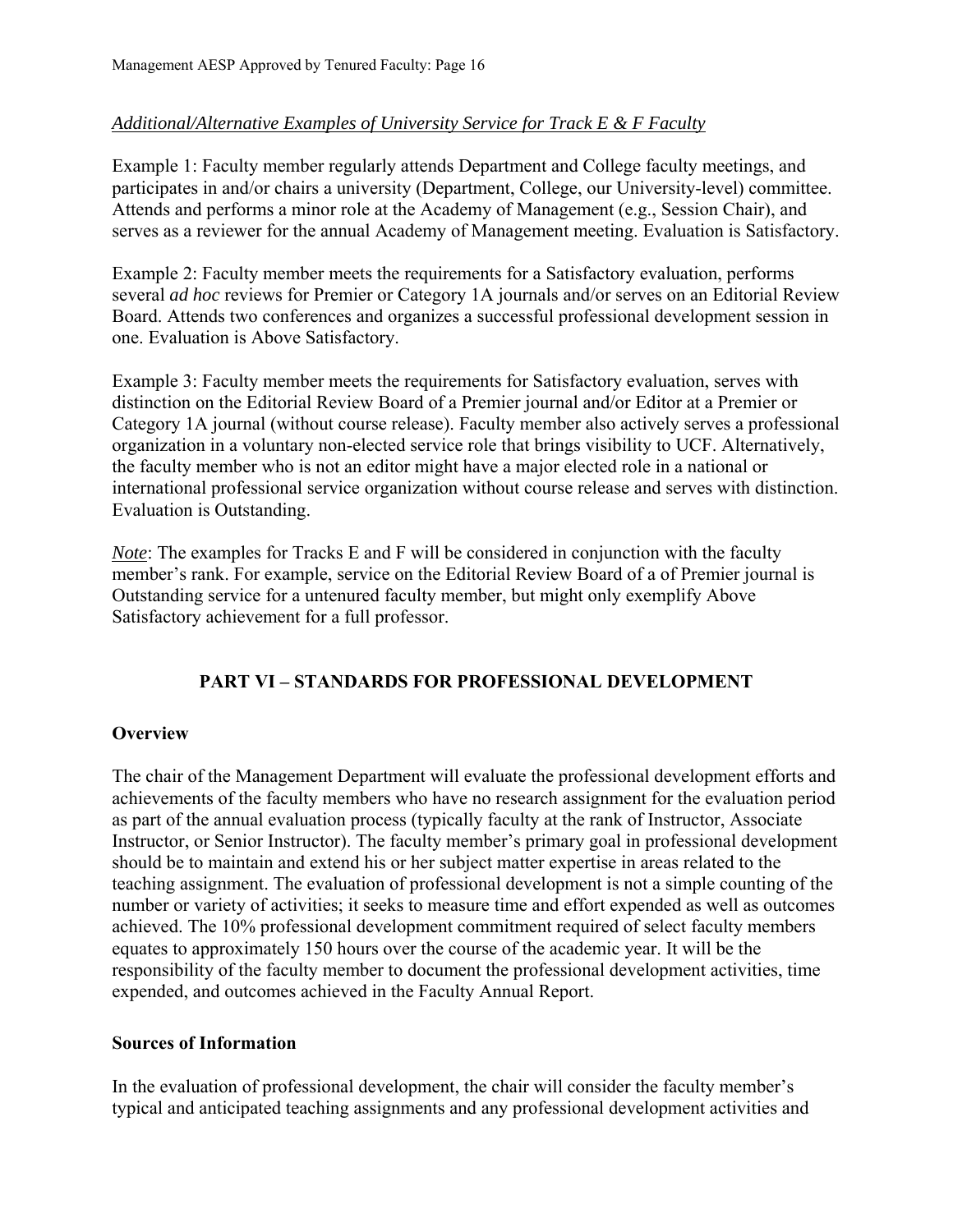*Additional/Alternative Examples of University Service for Track E & F Faculty*

Example 1: Faculty member regularly attends Department and College faculty meetings, and participates in and/or chairs a university (Department, College, our University-level) committee. Attends and performs a minor role at the Academy of Management (e.g., Session Chair), and serves as a reviewer for the annual Academy of Management meeting. Evaluation is Satisfactory.

Example 2: Faculty member meets the requirements for a Satisfactory evaluation, performs several *ad hoc* reviews for Premier or Category 1A journals and/or serves on an Editorial Review Board. Attends two conferences and organizes a successful professional development session in one. Evaluation is Above Satisfactory.

Example 3: Faculty member meets the requirements for Satisfactory evaluation, serves with distinction on the Editorial Review Board of a Premier journal and/or Editor at a Premier or Category 1A journal (without course release). Faculty member also actively serves a professional organization in a voluntary non-elected service role that brings visibility to UCF. Alternatively, the faculty member who is not an editor might have a major elected role in a national or international professional service organization without course release and serves with distinction. Evaluation is Outstanding.

*Note*: The examples for Tracks E and F will be considered in conjunction with the faculty member's rank. For example, service on the Editorial Review Board of a of Premier journal is Outstanding service for a untenured faculty member, but might only exemplify Above Satisfactory achievement for a full professor.

## PART VI – STANDARDS FOR PROFESSIONAL DEVELOPMENT

### Overview

The chair of the Management Department will evaluate the professional development efforts and achievements of the faculty members who have no research assignment for the evaluation period as part of the annual evaluation process (typically faculty at the rank of Instructor, Associate Instructor, or Senior Instructor). The faculty member's primary goal in professional development should be to maintain and extend his or her subject matter expertise in areas related to the teaching assignment. The evaluation of professional development is not a simple counting of the number or variety of activities; it seeks to measure time and effort expended as well as outcomes achieved. The 10% professional development commitment required of select faculty members equates to approximately 150 hours over the course of the academic year. It will be the responsibility of the faculty member to document the professional development activities, time expended, and outcomes achieved in the Faculty Annual Report.

### Sources of Information

In the evaluation of professional development, the chair will consider the faculty member's typical and anticipated teaching assignments and any professional development activities and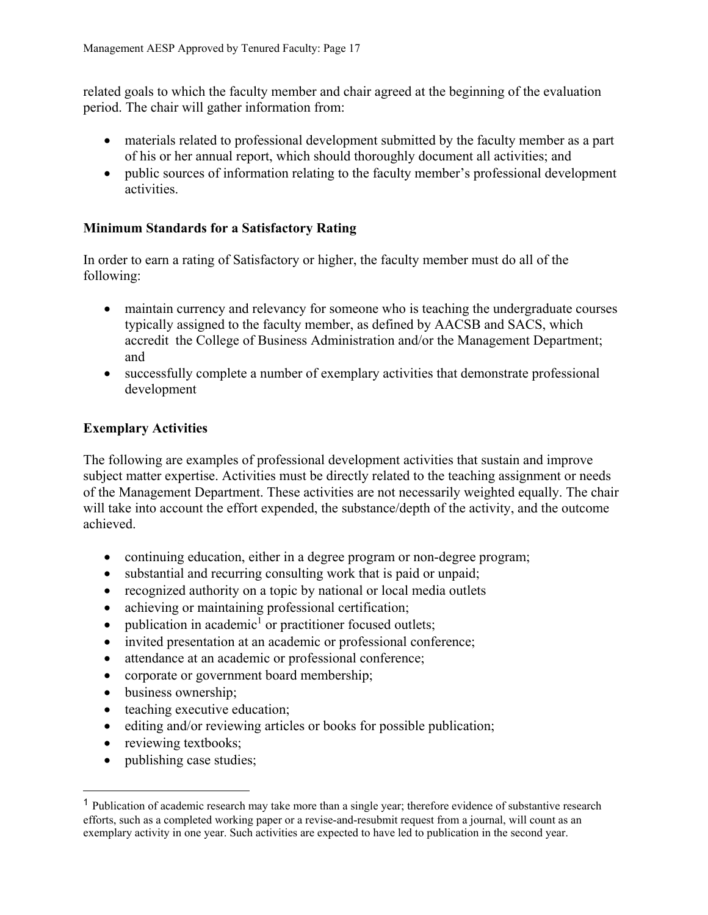related goals to which the faculty member and chair agreed at the beginning of the evaluation period. The chair will gather information from:

- materials related to professional development submitted by the faculty member as a part of his or her annual report, which should thoroughly document all activities; and
- public sources of information relating to the faculty member's professional development activities.

**Minimum Standards for a Satisfactory Rating**

In order to earn a rating of Satisfactory or higher, the faculty member must do all of the following:

- maintain currency and relevancy for someone who is teaching the undergraduate courses typically assigned to the faculty member, as defined by AACSB and SACS, which accredit the College of Business Administration and/or the Management Department; and
- successfully complete a number of exemplary activities that demonstrate professional development

**Exemplary Activities**

The following are examples of professional development activities that sustain and improve subject matter expertise. Activities must be directly related to the teaching assignment or needs of the Management Department. These activities are not necessarily weighted equally. The chair will take into account the effort expended, the substance/depth of the activity, and the outcome achieved.

- continuing education, either in a degree program or non-degree program;
- substantial and recurring consulting work that is paid or unpaid;
- recognized authority on a topic by national or local media outlets
- achieving or maintaining professional certification;
- publication in academic[1] or practitioner focused outlets;
- invited presentation at an academic or professional conference;
- attendance at an academic or professional conference;
- corporate or government board membership;
- business ownership;
- teaching executive education;
- editing and/or reviewing articles or books for possible publication;
- reviewing textbooks;
- publishing case studies;

[1] Publication of academic research may take more than a single year; therefore evidence of substantive research efforts, such as a completed working paper or a revise-and-resubmit request from a journal, will count as an exemplary activity in one year. Such activities are expected to have led to publication in the second year.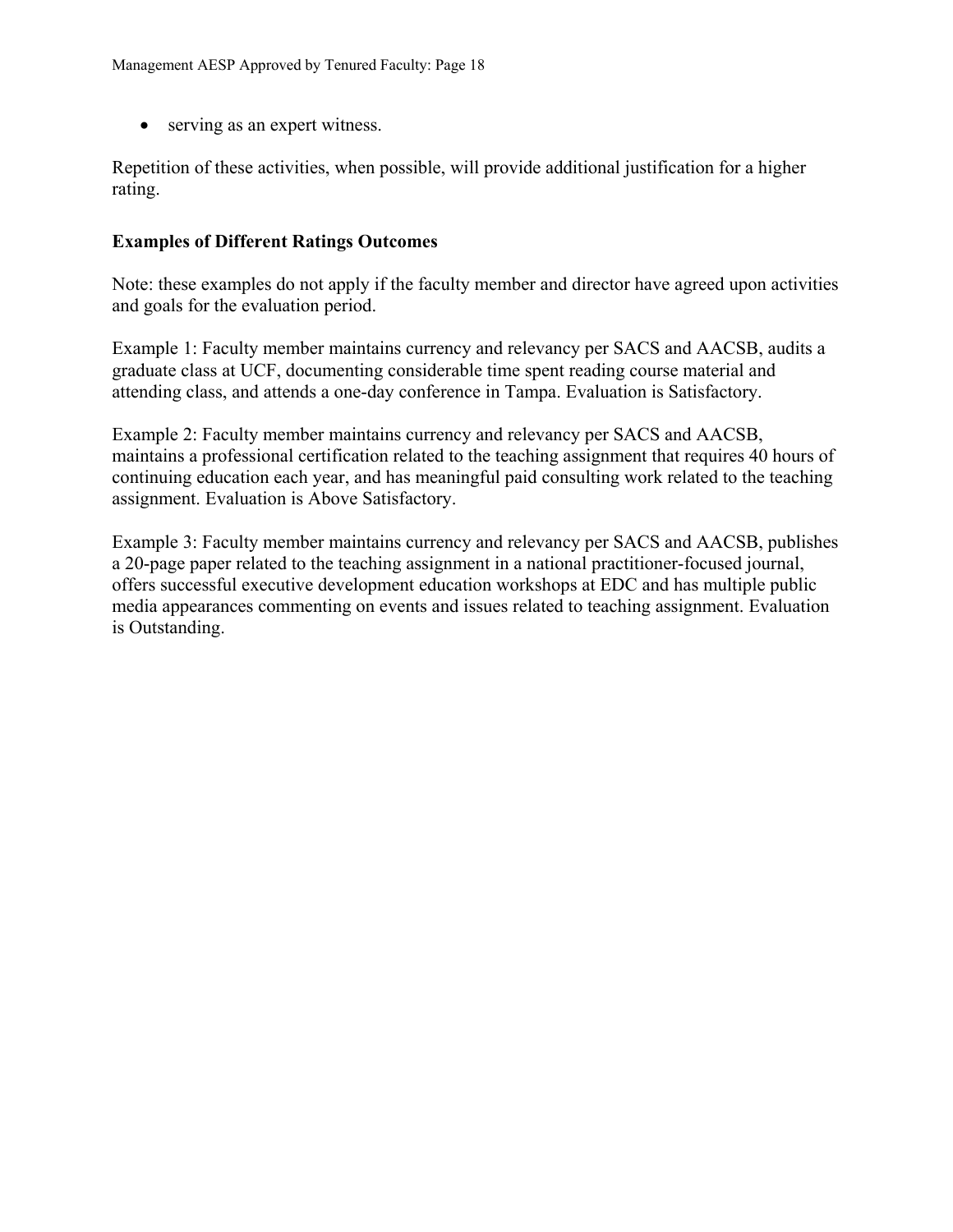- serving as an expert witness.

Repetition of these activities, when possible, will provide additional justification for a higher rating.

**Examples of Different Ratings Outcomes**

Note: these examples do not apply if the faculty member and director have agreed upon activities and goals for the evaluation period.

Example 1: Faculty member maintains currency and relevancy per SACS and AACSB, audits a graduate class at UCF, documenting considerable time spent reading course material and attending class, and attends a one-day conference in Tampa. Evaluation is Satisfactory.

Example 2: Faculty member maintains currency and relevancy per SACS and AACSB, maintains a professional certification related to the teaching assignment that requires 40 hours of continuing education each year, and has meaningful paid consulting work related to the teaching assignment. Evaluation is Above Satisfactory.

Example 3: Faculty member maintains currency and relevancy per SACS and AACSB, publishes a 20-page paper related to the teaching assignment in a national practitioner-focused journal, offers successful executive development education workshops at EDC and has multiple public media appearances commenting on events and issues related to teaching assignment. Evaluation is Outstanding.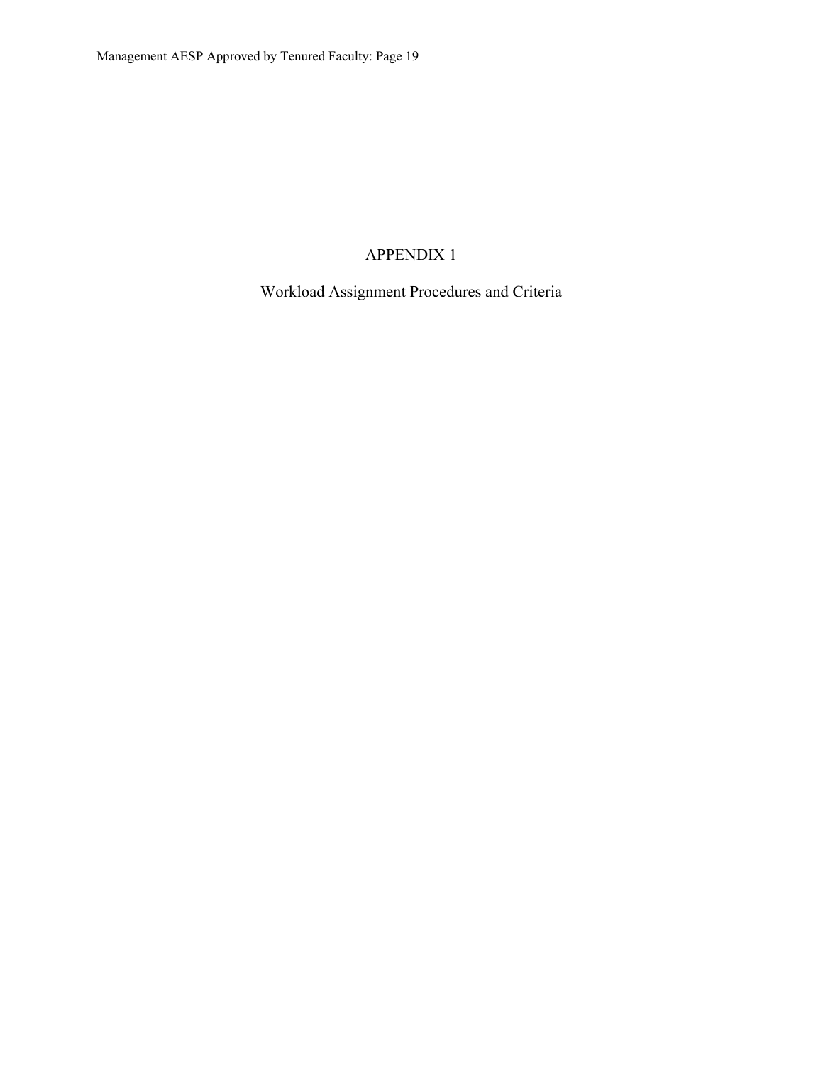# APPENDIX 1

## Workload Assignment Procedures and Criteria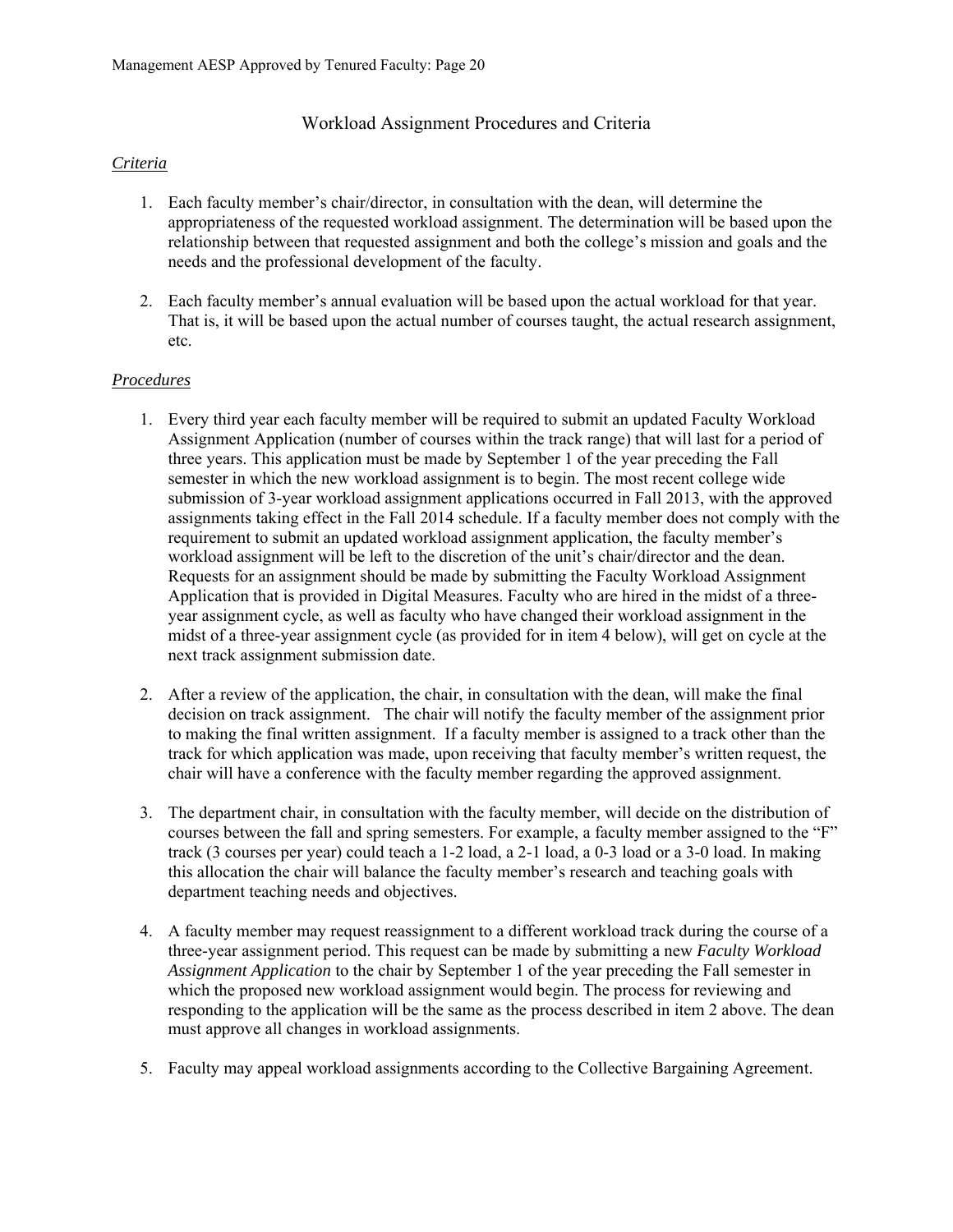## Workload Assignment Procedures and Criteria

*Criteria*

1. Each faculty member's chair/director, in consultation with the dean, will determine the appropriateness of the requested workload assignment. The determination will be based upon the relationship between that requested assignment and both the college's mission and goals and the needs and the professional development of the faculty.

2. Each faculty member's annual evaluation will be based upon the actual workload for that year. That is, it will be based upon the actual number of courses taught, the actual research assignment, etc.

*Procedures*

1. Every third year each faculty member will be required to submit an updated Faculty Workload Assignment Application (number of courses within the track range) that will last for a period of three years. This application must be made by September 1 of the year preceding the Fall semester in which the new workload assignment is to begin. The most recent college wide submission of 3-year workload assignment applications occurred in Fall 2013, with the approved assignments taking effect in the Fall 2014 schedule. If a faculty member does not comply with the requirement to submit an updated workload assignment application, the faculty member's workload assignment will be left to the discretion of the unit's chair/director and the dean. Requests for an assignment should be made by submitting the Faculty Workload Assignment Application that is provided in Digital Measures. Faculty who are hired in the midst of a three-year assignment cycle, as well as faculty who have changed their workload assignment in the midst of a three-year assignment cycle (as provided for in item 4 below), will get on cycle at the next track assignment submission date.

2. After a review of the application, the chair, in consultation with the dean, will make the final decision on track assignment. The chair will notify the faculty member of the assignment prior to making the final written assignment. If a faculty member is assigned to a track other than the track for which application was made, upon receiving that faculty member's written request, the chair will have a conference with the faculty member regarding the approved assignment.

3. The department chair, in consultation with the faculty member, will decide on the distribution of courses between the fall and spring semesters. For example, a faculty member assigned to the "F" track (3 courses per year) could teach a 1-2 load, a 2-1 load, a 0-3 load or a 3-0 load. In making this allocation the chair will balance the faculty member's research and teaching goals with department teaching needs and objectives.

4. A faculty member may request reassignment to a different workload track during the course of a three-year assignment period. This request can be made by submitting a new *Faculty Workload Assignment Application* to the chair by September 1 of the year preceding the Fall semester in which the proposed new workload assignment would begin. The process for reviewing and responding to the application will be the same as the process described in item 2 above. The dean must approve all changes in workload assignments.

5. Faculty may appeal workload assignments according to the Collective Bargaining Agreement.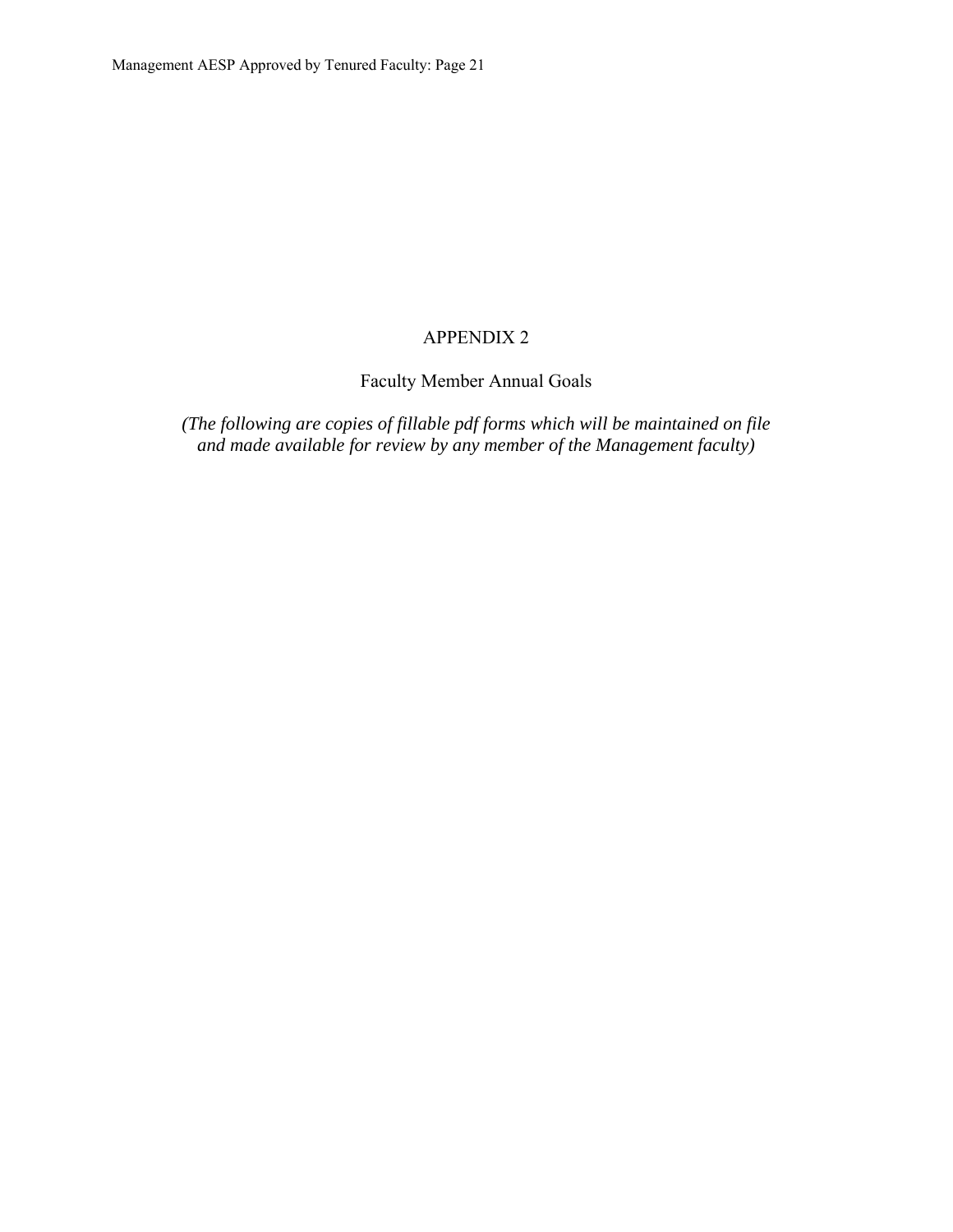# APPENDIX 2

## Faculty Member Annual Goals

*(The following are copies of fillable pdf forms which will be maintained on file and made available for review by any member of the Management faculty)*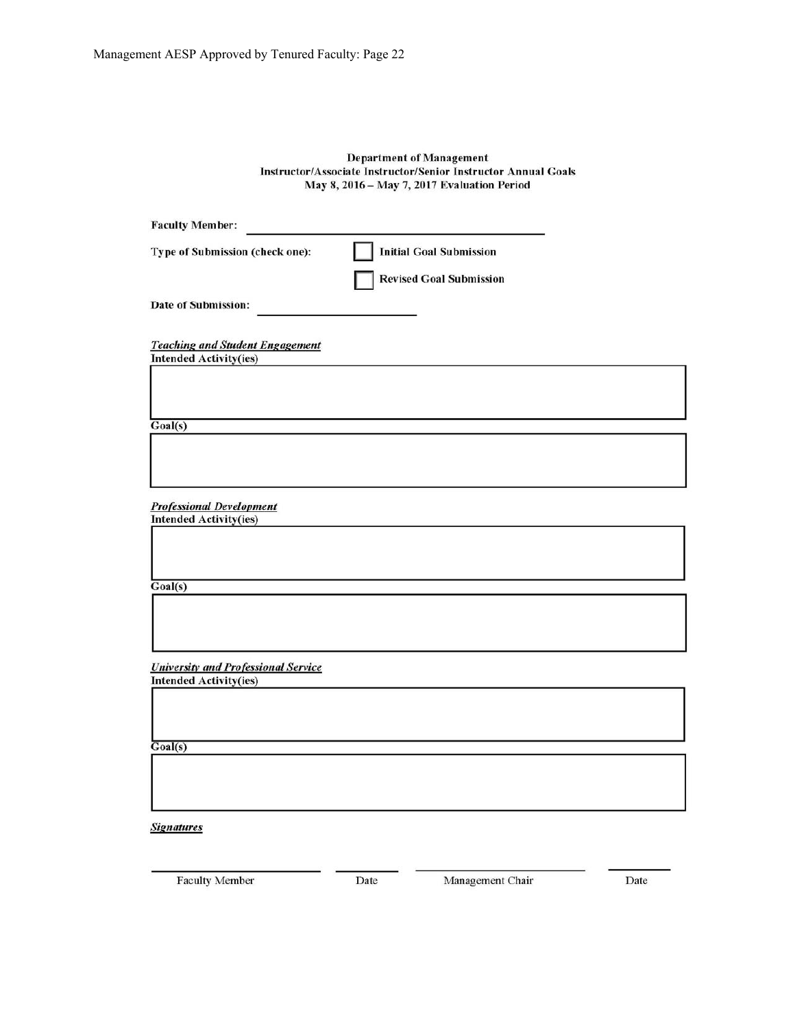**Department of Management**
**Instructor/Associate Instructor/Senior Instructor Annual Goals**
**May 8, 2016 – May 7, 2017 Evaluation Period**

**Faculty Member:** ______________________________

**Type of Submission (check one):** ☐ **Initial Goal Submission**

☐ **Revised Goal Submission**

**Date of Submission:** ____________________

***Teaching and Student Engagement***

**Intended Activity(ies)**

**Goal(s)**

***Professional Development***

**Intended Activity(ies)**

**Goal(s)**

***University and Professional Service***

**Intended Activity(ies)**

**Goal(s)**

***Signatures***

| ______________________ | __________ | ______________________ | __________ |
|---|---|---|---|
| Faculty Member | Date | Management Chair | Date |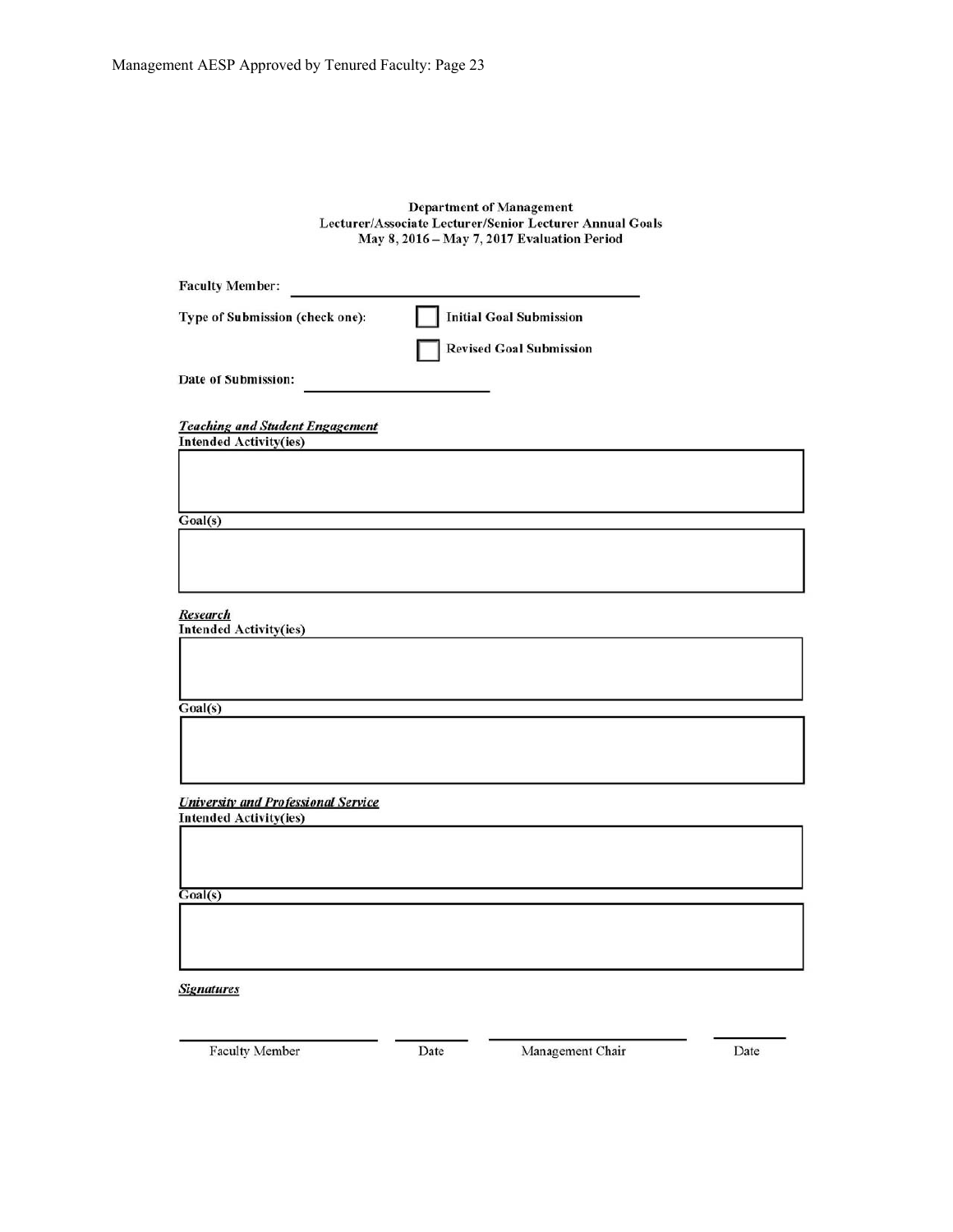**Department of Management**
**Lecturer/Associate Lecturer/Senior Lecturer Annual Goals**
**May 8, 2016 – May 7, 2017 Evaluation Period**

**Faculty Member:** ______________________________

**Type of Submission (check one):**

☐ **Initial Goal Submission**

☐ **Revised Goal Submission**

**Date of Submission:** ____________________

***Teaching and Student Engagement***

**Intended Activity(ies)**

| |
|---|
| |

**Goal(s)**

| |
|---|
| |

***Research***

**Intended Activity(ies)**

| |
|---|
| |

**Goal(s)**

| |
|---|
| |

***University and Professional Service***

**Intended Activity(ies)**

| |
|---|
| |

**Goal(s)**

| |
|---|
| |

***Signatures***

| ____________________ | __________ | ____________________ | __________ |
|---|---|---|---|
| Faculty Member | Date | Management Chair | Date |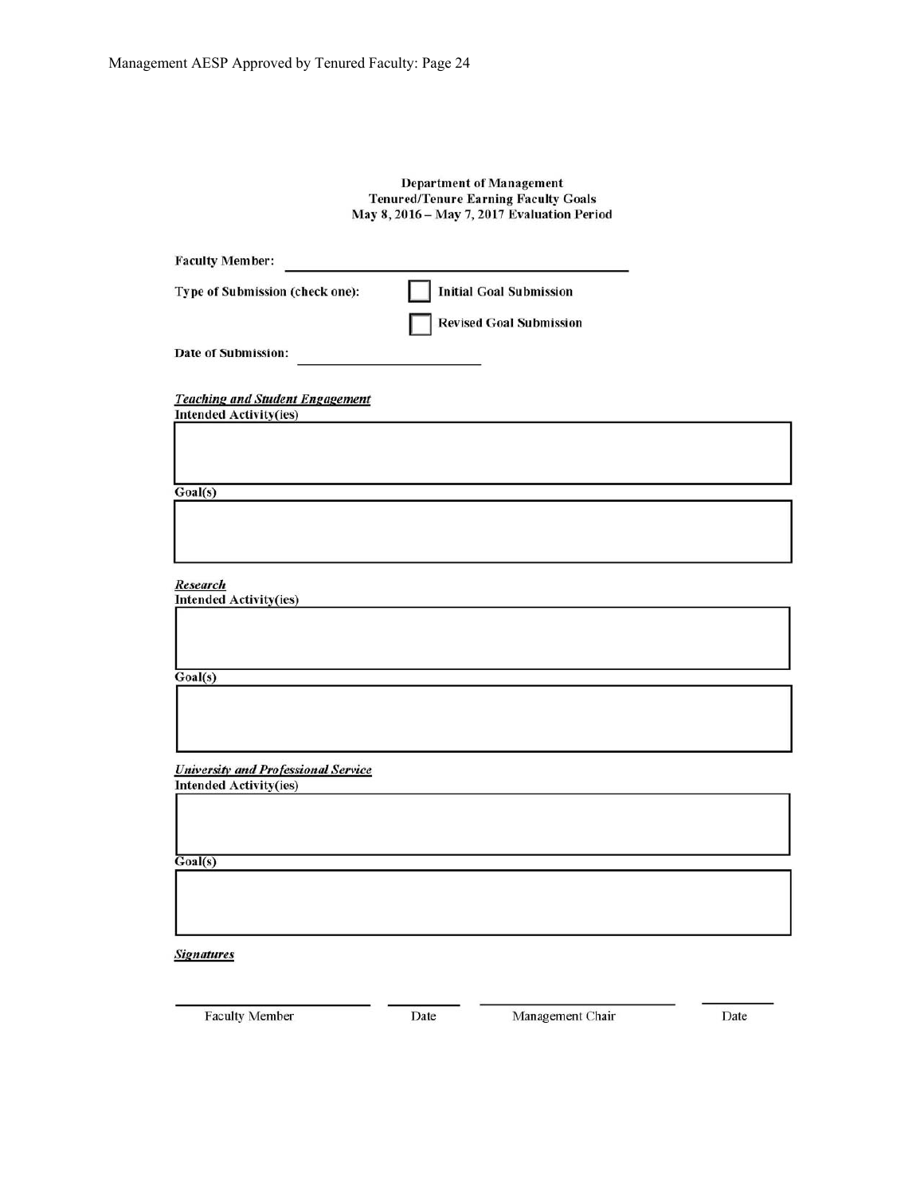**Department of Management**
**Tenured/Tenure Earning Faculty Goals**
**May 8, 2016 – May 7, 2017 Evaluation Period**

**Faculty Member:** ______________________________

**Type of Submission (check one):**
- ☐ **Initial Goal Submission**
- ☐ **Revised Goal Submission**

**Date of Submission:** ____________________

***Teaching and Student Engagement***

**Intended Activity(ies)**

| |
|---|
| |

**Goal(s)**

| |
|---|
| |

***Research***

**Intended Activity(ies)**

| |
|---|
| |

**Goal(s)**

| |
|---|
| |

***University and Professional Service***

**Intended Activity(ies)**

| |
|---|
| |

**Goal(s)**

| |
|---|
| |

***Signatures***

| ____________________ | __________ | ____________________ | __________ |
|---|---|---|---|
| Faculty Member | Date | Management Chair | Date |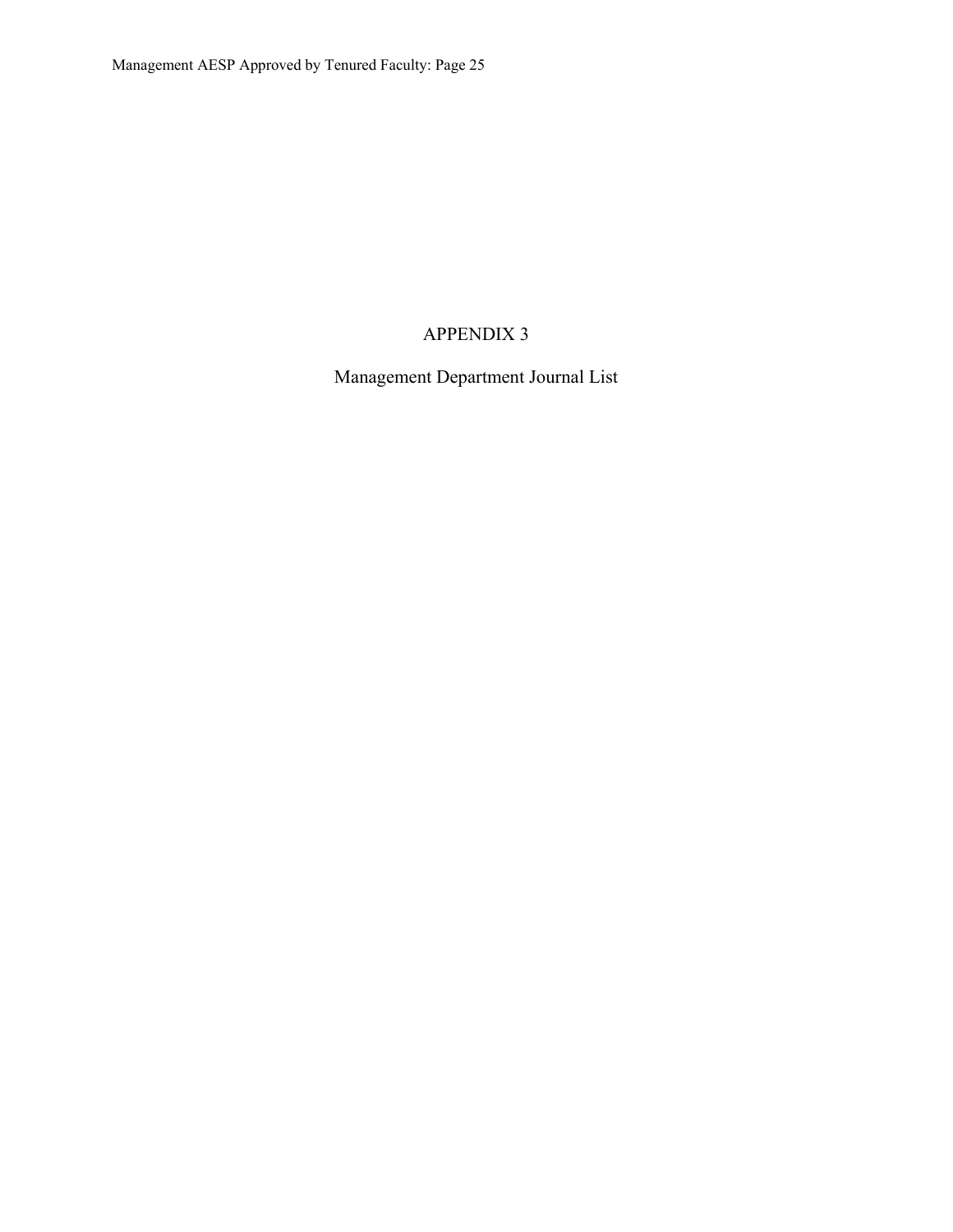# APPENDIX 3

## Management Department Journal List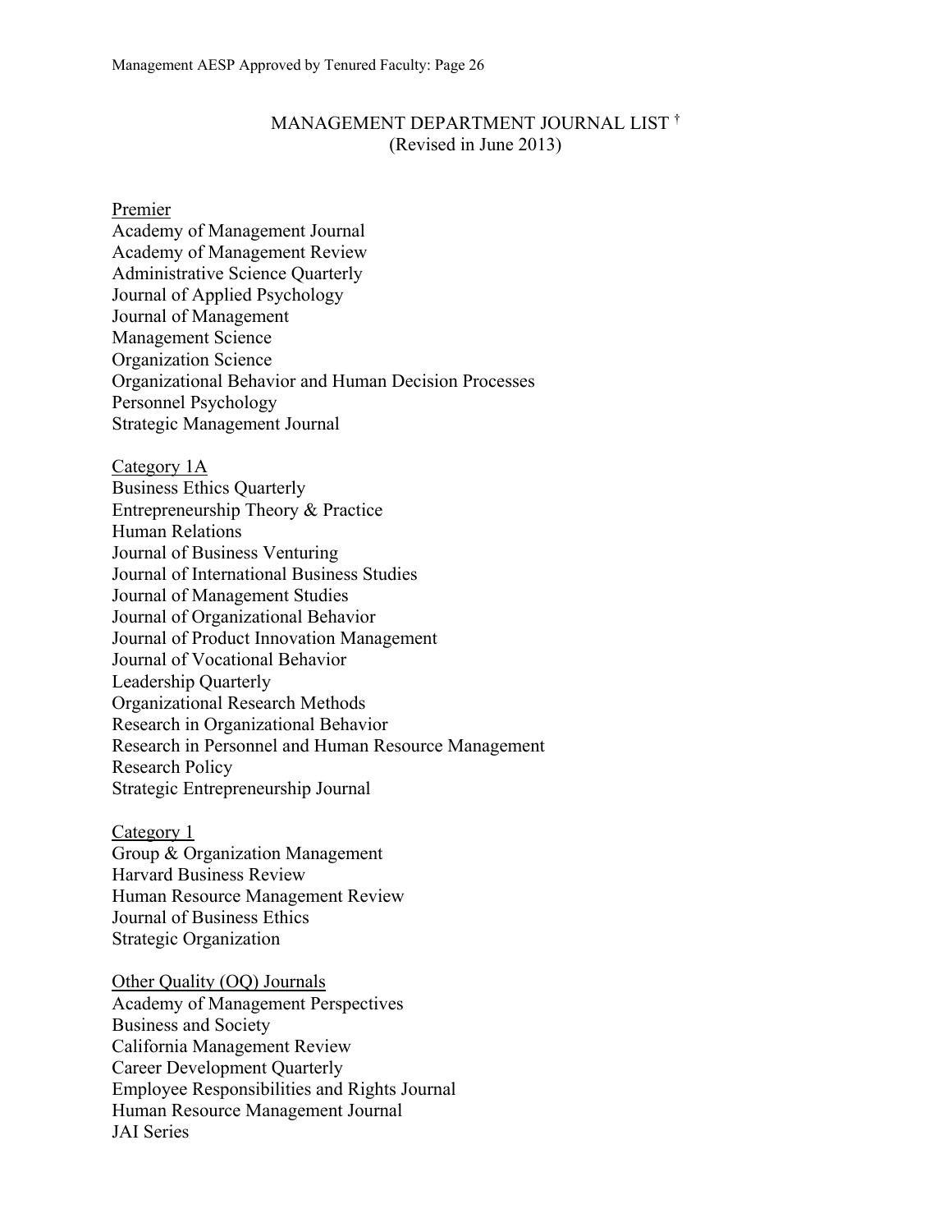# MANAGEMENT DEPARTMENT JOURNAL LIST †
(Revised in June 2013)

## Premier

Academy of Management Journal
Academy of Management Review
Administrative Science Quarterly
Journal of Applied Psychology
Journal of Management
Management Science
Organization Science
Organizational Behavior and Human Decision Processes
Personnel Psychology
Strategic Management Journal

## Category 1A

Business Ethics Quarterly
Entrepreneurship Theory & Practice
Human Relations
Journal of Business Venturing
Journal of International Business Studies
Journal of Management Studies
Journal of Organizational Behavior
Journal of Product Innovation Management
Journal of Vocational Behavior
Leadership Quarterly
Organizational Research Methods
Research in Organizational Behavior
Research in Personnel and Human Resource Management
Research Policy
Strategic Entrepreneurship Journal

## Category 1

Group & Organization Management
Harvard Business Review
Human Resource Management Review
Journal of Business Ethics
Strategic Organization

## Other Quality (OQ) Journals

Academy of Management Perspectives
Business and Society
California Management Review
Career Development Quarterly
Employee Responsibilities and Rights Journal
Human Resource Management Journal
JAI Series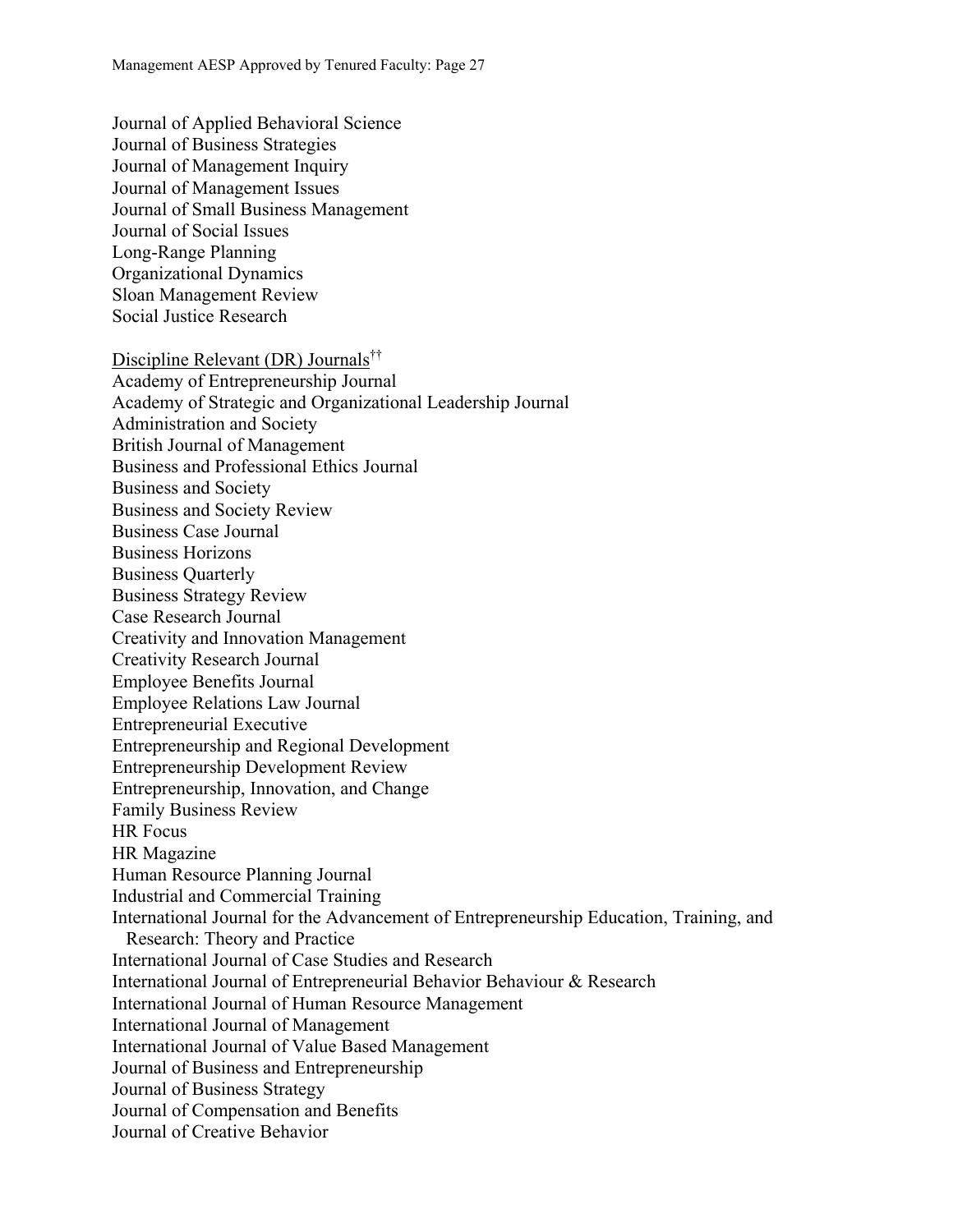Journal of Applied Behavioral Science
Journal of Business Strategies
Journal of Management Inquiry
Journal of Management Issues
Journal of Small Business Management
Journal of Social Issues
Long-Range Planning
Organizational Dynamics
Sloan Management Review
Social Justice Research

<u>Discipline Relevant (DR) Journals</u>[††]
Academy of Entrepreneurship Journal
Academy of Strategic and Organizational Leadership Journal
Administration and Society
British Journal of Management
Business and Professional Ethics Journal
Business and Society
Business and Society Review
Business Case Journal
Business Horizons
Business Quarterly
Business Strategy Review
Case Research Journal
Creativity and Innovation Management
Creativity Research Journal
Employee Benefits Journal
Employee Relations Law Journal
Entrepreneurial Executive
Entrepreneurship and Regional Development
Entrepreneurship Development Review
Entrepreneurship, Innovation, and Change
Family Business Review
HR Focus
HR Magazine
Human Resource Planning Journal
Industrial and Commercial Training
International Journal for the Advancement of Entrepreneurship Education, Training, and Research: Theory and Practice
International Journal of Case Studies and Research
International Journal of Entrepreneurial Behavior Behaviour & Research
International Journal of Human Resource Management
International Journal of Management
International Journal of Value Based Management
Journal of Business and Entrepreneurship
Journal of Business Strategy
Journal of Compensation and Benefits
Journal of Creative Behavior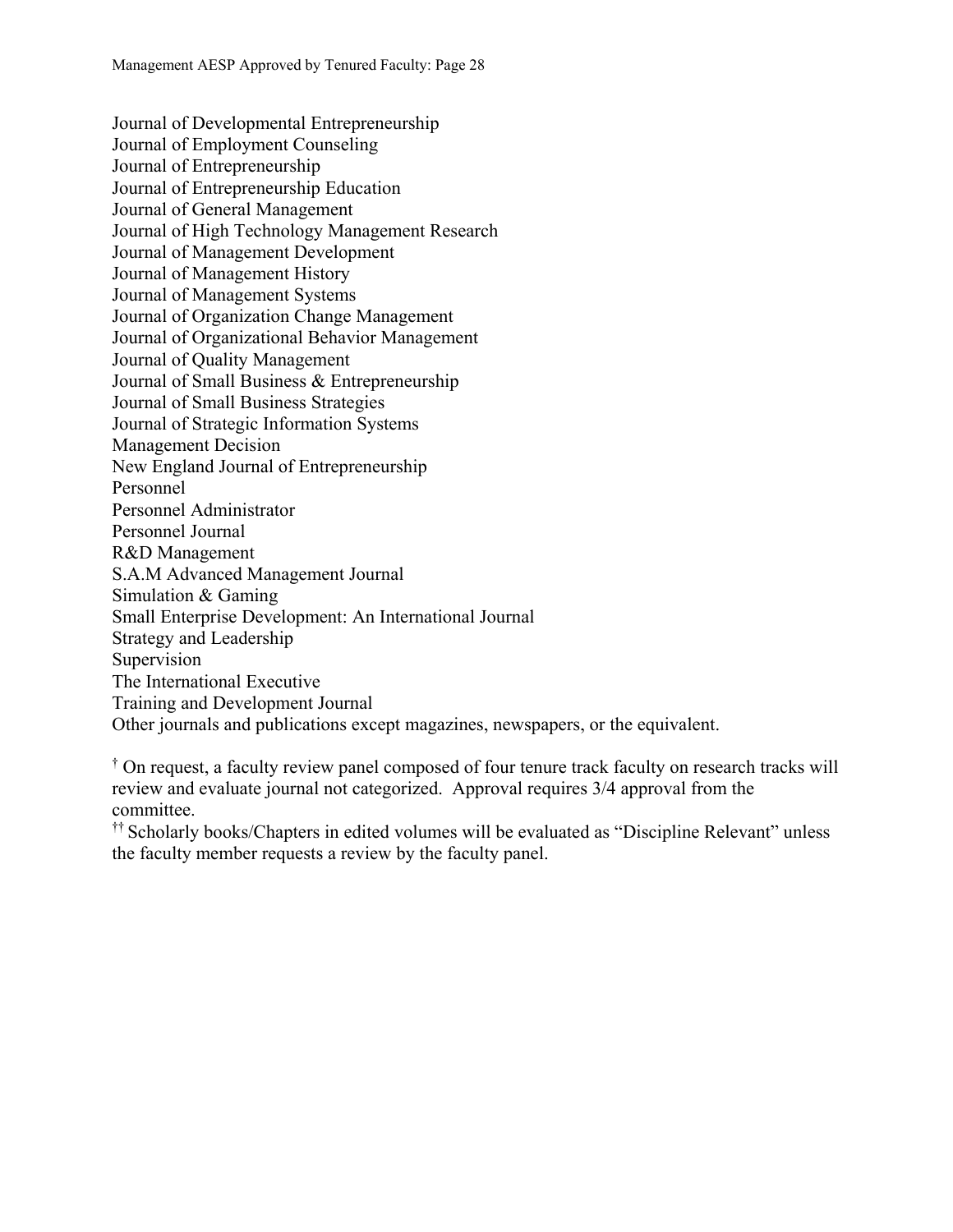Journal of Developmental Entrepreneurship
Journal of Employment Counseling
Journal of Entrepreneurship
Journal of Entrepreneurship Education
Journal of General Management
Journal of High Technology Management Research
Journal of Management Development
Journal of Management History
Journal of Management Systems
Journal of Organization Change Management
Journal of Organizational Behavior Management
Journal of Quality Management
Journal of Small Business & Entrepreneurship
Journal of Small Business Strategies
Journal of Strategic Information Systems
Management Decision
New England Journal of Entrepreneurship
Personnel
Personnel Administrator
Personnel Journal
R&D Management
S.A.M Advanced Management Journal
Simulation & Gaming
Small Enterprise Development: An International Journal
Strategy and Leadership
Supervision
The International Executive
Training and Development Journal
Other journals and publications except magazines, newspapers, or the equivalent.

[†] On request, a faculty review panel composed of four tenure track faculty on research tracks will review and evaluate journal not categorized. Approval requires 3/4 approval from the committee.
[††] Scholarly books/Chapters in edited volumes will be evaluated as "Discipline Relevant" unless the faculty member requests a review by the faculty panel.